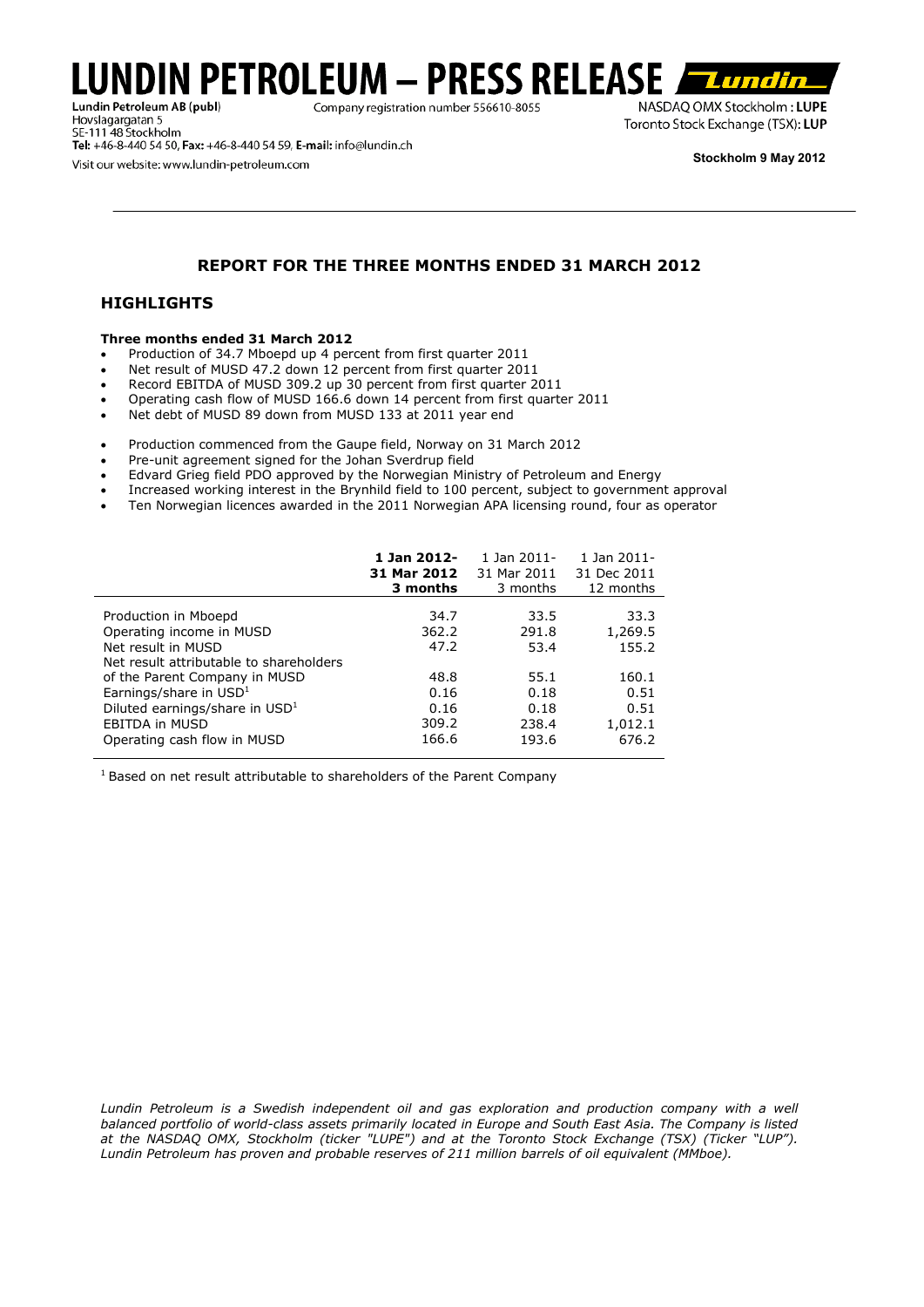# LUNDIN PETROLEUM – PRESS RELEASE

**Lundin Petroleum AB (publ)**
Company registration number 556610-8055
Hovslagargatan 5
SE-111 48 Stockholm
**Tel:** +46-8-440 54 50, **Fax:** +46-8-440 54 59, **E-mail:** info@lundin.ch
Visit our website: www.lundin-petroleum.com

NASDAQ OMX Stockholm : **LUPE**
Toronto Stock Exchange (TSX): **LUP**

**Stockholm 9 May 2012**

---

## REPORT FOR THE THREE MONTHS ENDED 31 MARCH 2012

## HIGHLIGHTS

**Three months ended 31 March 2012**

- Production of 34.7 Mboepd up 4 percent from first quarter 2011
- Net result of MUSD 47.2 down 12 percent from first quarter 2011
- Record EBITDA of MUSD 309.2 up 30 percent from first quarter 2011
- Operating cash flow of MUSD 166.6 down 14 percent from first quarter 2011
- Net debt of MUSD 89 down from MUSD 133 at 2011 year end

- Production commenced from the Gaupe field, Norway on 31 March 2012
- Pre-unit agreement signed for the Johan Sverdrup field
- Edvard Grieg field PDO approved by the Norwegian Ministry of Petroleum and Energy
- Increased working interest in the Brynhild field to 100 percent, subject to government approval
- Ten Norwegian licences awarded in the 2011 Norwegian APA licensing round, four as operator

| | **1 Jan 2012- 31 Mar 2012 3 months** | 1 Jan 2011- 31 Mar 2011 3 months | 1 Jan 2011- 31 Dec 2011 12 months |
|---|---|---|---|
| Production in Mboepd | 34.7 | 33.5 | 33.3 |
| Operating income in MUSD | 362.2 | 291.8 | 1,269.5 |
| Net result in MUSD | 47.2 | 53.4 | 155.2 |
| Net result attributable to shareholders of the Parent Company in MUSD | 48.8 | 55.1 | 160.1 |
| Earnings/share in USD[1] | 0.16 | 0.18 | 0.51 |
| Diluted earnings/share in USD[1] | 0.16 | 0.18 | 0.51 |
| EBITDA in MUSD | 309.2 | 238.4 | 1,012.1 |
| Operating cash flow in MUSD | 166.6 | 193.6 | 676.2 |

[1] Based on net result attributable to shareholders of the Parent Company

*Lundin Petroleum is a Swedish independent oil and gas exploration and production company with a well balanced portfolio of world-class assets primarily located in Europe and South East Asia. The Company is listed at the NASDAQ OMX, Stockholm (ticker "LUPE") and at the Toronto Stock Exchange (TSX) (Ticker "LUP"). Lundin Petroleum has proven and probable reserves of 211 million barrels of oil equivalent (MMboe).*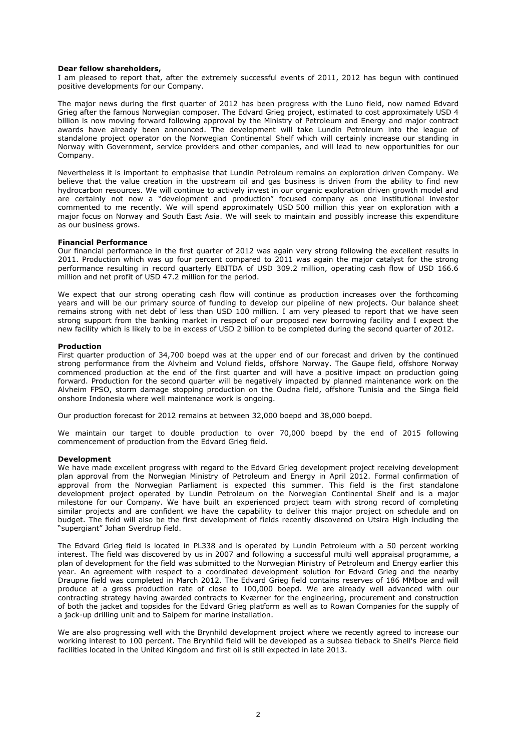**Dear fellow shareholders,**

I am pleased to report that, after the extremely successful events of 2011, 2012 has begun with continued positive developments for our Company.

The major news during the first quarter of 2012 has been progress with the Luno field, now named Edvard Grieg after the famous Norwegian composer. The Edvard Grieg project, estimated to cost approximately USD 4 billion is now moving forward following approval by the Ministry of Petroleum and Energy and major contract awards have already been announced. The development will take Lundin Petroleum into the league of standalone project operator on the Norwegian Continental Shelf which will certainly increase our standing in Norway with Government, service providers and other companies, and will lead to new opportunities for our Company.

Nevertheless it is important to emphasise that Lundin Petroleum remains an exploration driven Company. We believe that the value creation in the upstream oil and gas business is driven from the ability to find new hydrocarbon resources. We will continue to actively invest in our organic exploration driven growth model and are certainly not now a "development and production" focused company as one institutional investor commented to me recently. We will spend approximately USD 500 million this year on exploration with a major focus on Norway and South East Asia. We will seek to maintain and possibly increase this expenditure as our business grows.

**Financial Performance**

Our financial performance in the first quarter of 2012 was again very strong following the excellent results in 2011. Production which was up four percent compared to 2011 was again the major catalyst for the strong performance resulting in record quarterly EBITDA of USD 309.2 million, operating cash flow of USD 166.6 million and net profit of USD 47.2 million for the period.

We expect that our strong operating cash flow will continue as production increases over the forthcoming years and will be our primary source of funding to develop our pipeline of new projects. Our balance sheet remains strong with net debt of less than USD 100 million. I am very pleased to report that we have seen strong support from the banking market in respect of our proposed new borrowing facility and I expect the new facility which is likely to be in excess of USD 2 billion to be completed during the second quarter of 2012.

**Production**

First quarter production of 34,700 boepd was at the upper end of our forecast and driven by the continued strong performance from the Alvheim and Volund fields, offshore Norway. The Gaupe field, offshore Norway commenced production at the end of the first quarter and will have a positive impact on production going forward. Production for the second quarter will be negatively impacted by planned maintenance work on the Alvheim FPSO, storm damage stopping production on the Oudna field, offshore Tunisia and the Singa field onshore Indonesia where well maintenance work is ongoing.

Our production forecast for 2012 remains at between 32,000 boepd and 38,000 boepd.

We maintain our target to double production to over 70,000 boepd by the end of 2015 following commencement of production from the Edvard Grieg field.

**Development**

We have made excellent progress with regard to the Edvard Grieg development project receiving development plan approval from the Norwegian Ministry of Petroleum and Energy in April 2012. Formal confirmation of approval from the Norwegian Parliament is expected this summer. This field is the first standalone development project operated by Lundin Petroleum on the Norwegian Continental Shelf and is a major milestone for our Company. We have built an experienced project team with strong record of completing similar projects and are confident we have the capability to deliver this major project on schedule and on budget. The field will also be the first development of fields recently discovered on Utsira High including the "supergiant" Johan Sverdrup field.

The Edvard Grieg field is located in PL338 and is operated by Lundin Petroleum with a 50 percent working interest. The field was discovered by us in 2007 and following a successful multi well appraisal programme, a plan of development for the field was submitted to the Norwegian Ministry of Petroleum and Energy earlier this year. An agreement with respect to a coordinated development solution for Edvard Grieg and the nearby Draupne field was completed in March 2012. The Edvard Grieg field contains reserves of 186 MMboe and will produce at a gross production rate of close to 100,000 boepd. We are already well advanced with our contracting strategy having awarded contracts to Kværner for the engineering, procurement and construction of both the jacket and topsides for the Edvard Grieg platform as well as to Rowan Companies for the supply of a jack-up drilling unit and to Saipem for marine installation.

We are also progressing well with the Brynhild development project where we recently agreed to increase our working interest to 100 percent. The Brynhild field will be developed as a subsea tieback to Shell's Pierce field facilities located in the United Kingdom and first oil is still expected in late 2013.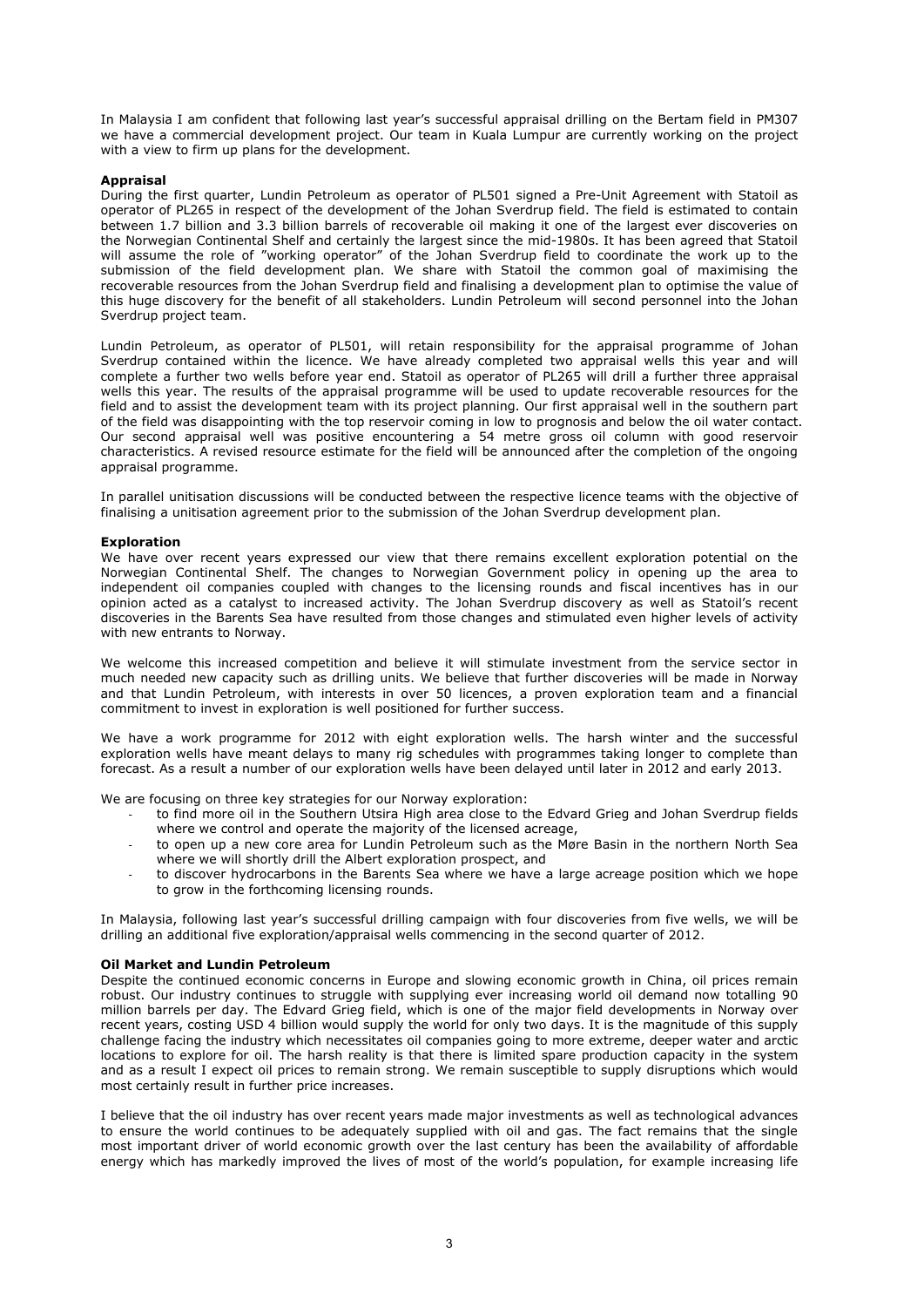In Malaysia I am confident that following last year's successful appraisal drilling on the Bertam field in PM307 we have a commercial development project. Our team in Kuala Lumpur are currently working on the project with a view to firm up plans for the development.

**Appraisal**

During the first quarter, Lundin Petroleum as operator of PL501 signed a Pre-Unit Agreement with Statoil as operator of PL265 in respect of the development of the Johan Sverdrup field. The field is estimated to contain between 1.7 billion and 3.3 billion barrels of recoverable oil making it one of the largest ever discoveries on the Norwegian Continental Shelf and certainly the largest since the mid-1980s. It has been agreed that Statoil will assume the role of "working operator" of the Johan Sverdrup field to coordinate the work up to the submission of the field development plan. We share with Statoil the common goal of maximising the recoverable resources from the Johan Sverdrup field and finalising a development plan to optimise the value of this huge discovery for the benefit of all stakeholders. Lundin Petroleum will second personnel into the Johan Sverdrup project team.

Lundin Petroleum, as operator of PL501, will retain responsibility for the appraisal programme of Johan Sverdrup contained within the licence. We have already completed two appraisal wells this year and will complete a further two wells before year end. Statoil as operator of PL265 will drill a further three appraisal wells this year. The results of the appraisal programme will be used to update recoverable resources for the field and to assist the development team with its project planning. Our first appraisal well in the southern part of the field was disappointing with the top reservoir coming in low to prognosis and below the oil water contact. Our second appraisal well was positive encountering a 54 metre gross oil column with good reservoir characteristics. A revised resource estimate for the field will be announced after the completion of the ongoing appraisal programme.

In parallel unitisation discussions will be conducted between the respective licence teams with the objective of finalising a unitisation agreement prior to the submission of the Johan Sverdrup development plan.

**Exploration**

We have over recent years expressed our view that there remains excellent exploration potential on the Norwegian Continental Shelf. The changes to Norwegian Government policy in opening up the area to independent oil companies coupled with changes to the licensing rounds and fiscal incentives has in our opinion acted as a catalyst to increased activity. The Johan Sverdrup discovery as well as Statoil's recent discoveries in the Barents Sea have resulted from those changes and stimulated even higher levels of activity with new entrants to Norway.

We welcome this increased competition and believe it will stimulate investment from the service sector in much needed new capacity such as drilling units. We believe that further discoveries will be made in Norway and that Lundin Petroleum, with interests in over 50 licences, a proven exploration team and a financial commitment to invest in exploration is well positioned for further success.

We have a work programme for 2012 with eight exploration wells. The harsh winter and the successful exploration wells have meant delays to many rig schedules with programmes taking longer to complete than forecast. As a result a number of our exploration wells have been delayed until later in 2012 and early 2013.

We are focusing on three key strategies for our Norway exploration:

- to find more oil in the Southern Utsira High area close to the Edvard Grieg and Johan Sverdrup fields where we control and operate the majority of the licensed acreage,
- to open up a new core area for Lundin Petroleum such as the Møre Basin in the northern North Sea where we will shortly drill the Albert exploration prospect, and
- to discover hydrocarbons in the Barents Sea where we have a large acreage position which we hope to grow in the forthcoming licensing rounds.

In Malaysia, following last year's successful drilling campaign with four discoveries from five wells, we will be drilling an additional five exploration/appraisal wells commencing in the second quarter of 2012.

**Oil Market and Lundin Petroleum**

Despite the continued economic concerns in Europe and slowing economic growth in China, oil prices remain robust. Our industry continues to struggle with supplying ever increasing world oil demand now totalling 90 million barrels per day. The Edvard Grieg field, which is one of the major field developments in Norway over recent years, costing USD 4 billion would supply the world for only two days. It is the magnitude of this supply challenge facing the industry which necessitates oil companies going to more extreme, deeper water and arctic locations to explore for oil. The harsh reality is that there is limited spare production capacity in the system and as a result I expect oil prices to remain strong. We remain susceptible to supply disruptions which would most certainly result in further price increases.

I believe that the oil industry has over recent years made major investments as well as technological advances to ensure the world continues to be adequately supplied with oil and gas. The fact remains that the single most important driver of world economic growth over the last century has been the availability of affordable energy which has markedly improved the lives of most of the world's population, for example increasing life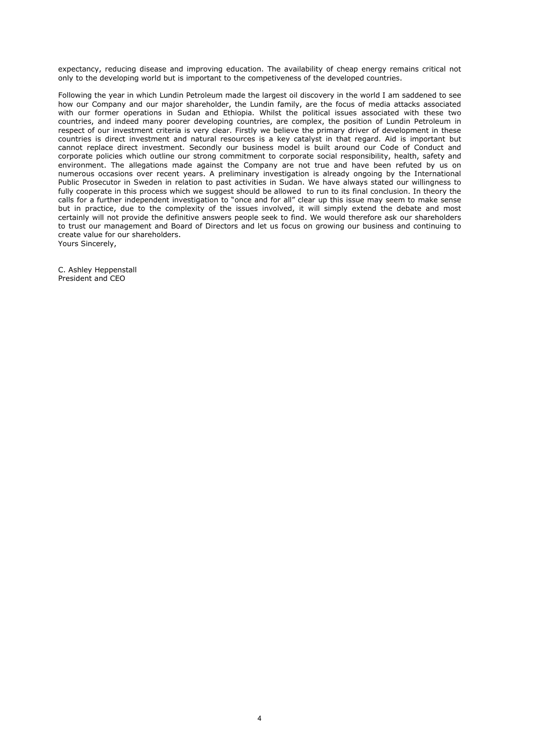expectancy, reducing disease and improving education. The availability of cheap energy remains critical not only to the developing world but is important to the competiveness of the developed countries.

Following the year in which Lundin Petroleum made the largest oil discovery in the world I am saddened to see how our Company and our major shareholder, the Lundin family, are the focus of media attacks associated with our former operations in Sudan and Ethiopia. Whilst the political issues associated with these two countries, and indeed many poorer developing countries, are complex, the position of Lundin Petroleum in respect of our investment criteria is very clear. Firstly we believe the primary driver of development in these countries is direct investment and natural resources is a key catalyst in that regard. Aid is important but cannot replace direct investment. Secondly our business model is built around our Code of Conduct and corporate policies which outline our strong commitment to corporate social responsibility, health, safety and environment. The allegations made against the Company are not true and have been refuted by us on numerous occasions over recent years. A preliminary investigation is already ongoing by the International Public Prosecutor in Sweden in relation to past activities in Sudan. We have always stated our willingness to fully cooperate in this process which we suggest should be allowed to run to its final conclusion. In theory the calls for a further independent investigation to "once and for all" clear up this issue may seem to make sense but in practice, due to the complexity of the issues involved, it will simply extend the debate and most certainly will not provide the definitive answers people seek to find. We would therefore ask our shareholders to trust our management and Board of Directors and let us focus on growing our business and continuing to create value for our shareholders.

Yours Sincerely,

C. Ashley Heppenstall
President and CEO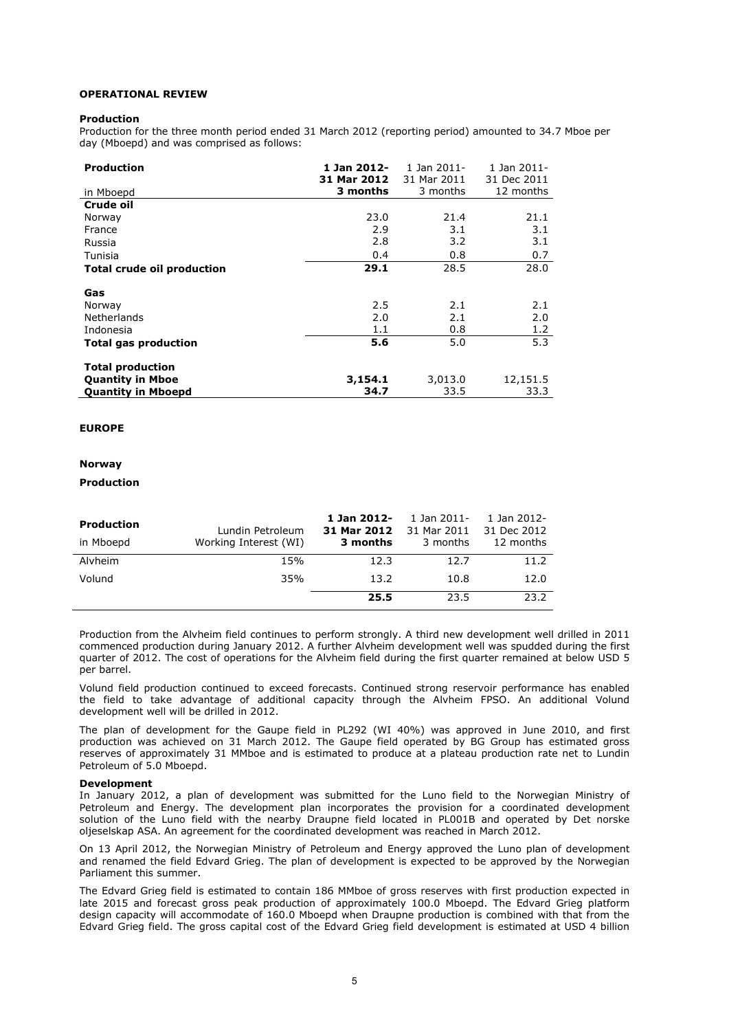**OPERATIONAL REVIEW**

**Production**

Production for the three month period ended 31 March 2012 (reporting period) amounted to 34.7 Mboe per day (Mboepd) and was comprised as follows:

| **Production** in Mboepd | **1 Jan 2012- 31 Mar 2012 3 months** | 1 Jan 2011- 31 Mar 2011 3 months | 1 Jan 2011- 31 Dec 2011 12 months |
|---|---|---|---|
| **Crude oil** | | | |
| Norway | 23.0 | 21.4 | 21.1 |
| France | 2.9 | 3.1 | 3.1 |
| Russia | 2.8 | 3.2 | 3.1 |
| Tunisia | 0.4 | 0.8 | 0.7 |
| **Total crude oil production** | **29.1** | 28.5 | 28.0 |
| **Gas** | | | |
| Norway | 2.5 | 2.1 | 2.1 |
| Netherlands | 2.0 | 2.1 | 2.0 |
| Indonesia | 1.1 | 0.8 | 1.2 |
| **Total gas production** | **5.6** | 5.0 | 5.3 |
| **Total production** | | | |
| **Quantity in Mboe** | **3,154.1** | 3,013.0 | 12,151.5 |
| **Quantity in Mboepd** | **34.7** | 33.5 | 33.3 |

**EUROPE**

**Norway**

**Production**

| **Production** in Mboepd | Lundin Petroleum Working Interest (WI) | **1 Jan 2012- 31 Mar 2012 3 months** | 1 Jan 2011- 31 Mar 2011 3 months | 1 Jan 2012- 31 Dec 2012 12 months |
|---|---|---|---|---|
| Alvheim | 15% | 12.3 | 12.7 | 11.2 |
| Volund | 35% | 13.2 | 10.8 | 12.0 |
| | | **25.5** | 23.5 | 23.2 |

Production from the Alvheim field continues to perform strongly. A third new development well drilled in 2011 commenced production during January 2012. A further Alvheim development well was spudded during the first quarter of 2012. The cost of operations for the Alvheim field during the first quarter remained at below USD 5 per barrel.

Volund field production continued to exceed forecasts. Continued strong reservoir performance has enabled the field to take advantage of additional capacity through the Alvheim FPSO. An additional Volund development well will be drilled in 2012.

The plan of development for the Gaupe field in PL292 (WI 40%) was approved in June 2010, and first production was achieved on 31 March 2012. The Gaupe field operated by BG Group has estimated gross reserves of approximately 31 MMboe and is estimated to produce at a plateau production rate net to Lundin Petroleum of 5.0 Mboepd.

**Development**

In January 2012, a plan of development was submitted for the Luno field to the Norwegian Ministry of Petroleum and Energy. The development plan incorporates the provision for a coordinated development solution of the Luno field with the nearby Draupne field located in PL001B and operated by Det norske oljeselskap ASA. An agreement for the coordinated development was reached in March 2012.

On 13 April 2012, the Norwegian Ministry of Petroleum and Energy approved the Luno plan of development and renamed the field Edvard Grieg. The plan of development is expected to be approved by the Norwegian Parliament this summer.

The Edvard Grieg field is estimated to contain 186 MMboe of gross reserves with first production expected in late 2015 and forecast gross peak production of approximately 100.0 Mboepd. The Edvard Grieg platform design capacity will accommodate of 160.0 Mboepd when Draupne production is combined with that from the Edvard Grieg field. The gross capital cost of the Edvard Grieg field development is estimated at USD 4 billion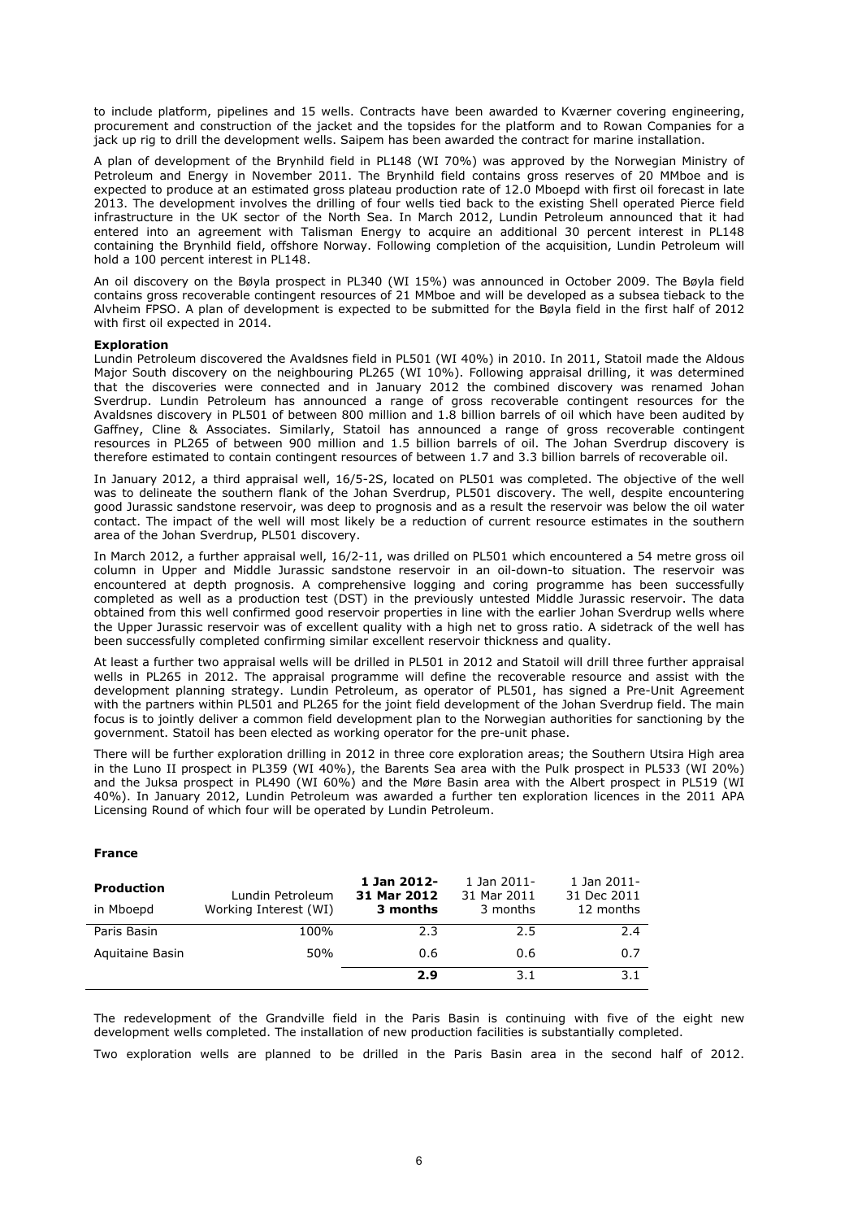to include platform, pipelines and 15 wells. Contracts have been awarded to Kværner covering engineering, procurement and construction of the jacket and the topsides for the platform and to Rowan Companies for a jack up rig to drill the development wells. Saipem has been awarded the contract for marine installation.

A plan of development of the Brynhild field in PL148 (WI 70%) was approved by the Norwegian Ministry of Petroleum and Energy in November 2011. The Brynhild field contains gross reserves of 20 MMboe and is expected to produce at an estimated gross plateau production rate of 12.0 Mboepd with first oil forecast in late 2013. The development involves the drilling of four wells tied back to the existing Shell operated Pierce field infrastructure in the UK sector of the North Sea. In March 2012, Lundin Petroleum announced that it had entered into an agreement with Talisman Energy to acquire an additional 30 percent interest in PL148 containing the Brynhild field, offshore Norway. Following completion of the acquisition, Lundin Petroleum will hold a 100 percent interest in PL148.

An oil discovery on the Bøyla prospect in PL340 (WI 15%) was announced in October 2009. The Bøyla field contains gross recoverable contingent resources of 21 MMboe and will be developed as a subsea tieback to the Alvheim FPSO. A plan of development is expected to be submitted for the Bøyla field in the first half of 2012 with first oil expected in 2014.

**Exploration**

Lundin Petroleum discovered the Avaldsnes field in PL501 (WI 40%) in 2010. In 2011, Statoil made the Aldous Major South discovery on the neighbouring PL265 (WI 10%). Following appraisal drilling, it was determined that the discoveries were connected and in January 2012 the combined discovery was renamed Johan Sverdrup. Lundin Petroleum has announced a range of gross recoverable contingent resources for the Avaldsnes discovery in PL501 of between 800 million and 1.8 billion barrels of oil which have been audited by Gaffney, Cline & Associates. Similarly, Statoil has announced a range of gross recoverable contingent resources in PL265 of between 900 million and 1.5 billion barrels of oil. The Johan Sverdrup discovery is therefore estimated to contain contingent resources of between 1.7 and 3.3 billion barrels of recoverable oil.

In January 2012, a third appraisal well, 16/5-2S, located on PL501 was completed. The objective of the well was to delineate the southern flank of the Johan Sverdrup, PL501 discovery. The well, despite encountering good Jurassic sandstone reservoir, was deep to prognosis and as a result the reservoir was below the oil water contact. The impact of the well will most likely be a reduction of current resource estimates in the southern area of the Johan Sverdrup, PL501 discovery.

In March 2012, a further appraisal well, 16/2-11, was drilled on PL501 which encountered a 54 metre gross oil column in Upper and Middle Jurassic sandstone reservoir in an oil-down-to situation. The reservoir was encountered at depth prognosis. A comprehensive logging and coring programme has been successfully completed as well as a production test (DST) in the previously untested Middle Jurassic reservoir. The data obtained from this well confirmed good reservoir properties in line with the earlier Johan Sverdrup wells where the Upper Jurassic reservoir was of excellent quality with a high net to gross ratio. A sidetrack of the well has been successfully completed confirming similar excellent reservoir thickness and quality.

At least a further two appraisal wells will be drilled in PL501 in 2012 and Statoil will drill three further appraisal wells in PL265 in 2012. The appraisal programme will define the recoverable resource and assist with the development planning strategy. Lundin Petroleum, as operator of PL501, has signed a Pre-Unit Agreement with the partners within PL501 and PL265 for the joint field development of the Johan Sverdrup field. The main focus is to jointly deliver a common field development plan to the Norwegian authorities for sanctioning by the government. Statoil has been elected as working operator for the pre-unit phase.

There will be further exploration drilling in 2012 in three core exploration areas; the Southern Utsira High area in the Luno II prospect in PL359 (WI 40%), the Barents Sea area with the Pulk prospect in PL533 (WI 20%) and the Juksa prospect in PL490 (WI 60%) and the Møre Basin area with the Albert prospect in PL519 (WI 40%). In January 2012, Lundin Petroleum was awarded a further ten exploration licences in the 2011 APA Licensing Round of which four will be operated by Lundin Petroleum.

**France**

| **Production** in Mboepd | Lundin Petroleum Working Interest (WI) | **1 Jan 2012- 31 Mar 2012 3 months** | 1 Jan 2011- 31 Mar 2011 3 months | 1 Jan 2011- 31 Dec 2011 12 months |
|---|---|---|---|---|
| Paris Basin | 100% | 2.3 | 2.5 | 2.4 |
| Aquitaine Basin | 50% | 0.6 | 0.6 | 0.7 |
| | | **2.9** | 3.1 | 3.1 |

The redevelopment of the Grandville field in the Paris Basin is continuing with five of the eight new development wells completed. The installation of new production facilities is substantially completed.

Two exploration wells are planned to be drilled in the Paris Basin area in the second half of 2012.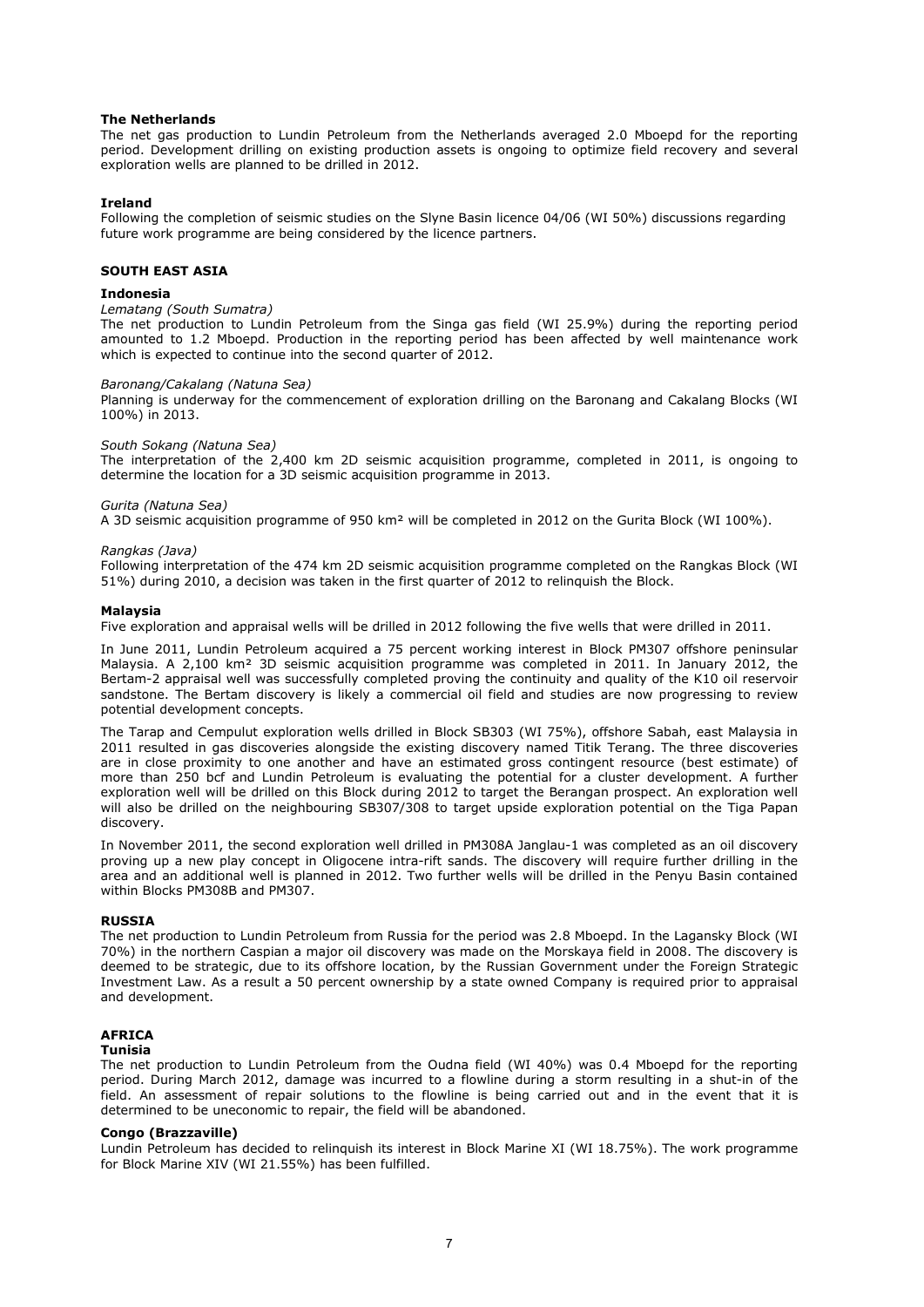### The Netherlands

The net gas production to Lundin Petroleum from the Netherlands averaged 2.0 Mboepd for the reporting period. Development drilling on existing production assets is ongoing to optimize field recovery and several exploration wells are planned to be drilled in 2012.

### Ireland

Following the completion of seismic studies on the Slyne Basin licence 04/06 (WI 50%) discussions regarding future work programme are being considered by the licence partners.

## SOUTH EAST ASIA

### Indonesia

*Lematang (South Sumatra)*

The net production to Lundin Petroleum from the Singa gas field (WI 25.9%) during the reporting period amounted to 1.2 Mboepd. Production in the reporting period has been affected by well maintenance work which is expected to continue into the second quarter of 2012.

*Baronang/Cakalang (Natuna Sea)*

Planning is underway for the commencement of exploration drilling on the Baronang and Cakalang Blocks (WI 100%) in 2013.

*South Sokang (Natuna Sea)*

The interpretation of the 2,400 km 2D seismic acquisition programme, completed in 2011, is ongoing to determine the location for a 3D seismic acquisition programme in 2013.

*Gurita (Natuna Sea)*

A 3D seismic acquisition programme of 950 km² will be completed in 2012 on the Gurita Block (WI 100%).

*Rangkas (Java)*

Following interpretation of the 474 km 2D seismic acquisition programme completed on the Rangkas Block (WI 51%) during 2010, a decision was taken in the first quarter of 2012 to relinquish the Block.

### Malaysia

Five exploration and appraisal wells will be drilled in 2012 following the five wells that were drilled in 2011.

In June 2011, Lundin Petroleum acquired a 75 percent working interest in Block PM307 offshore peninsular Malaysia. A 2,100 km² 3D seismic acquisition programme was completed in 2011. In January 2012, the Bertam-2 appraisal well was successfully completed proving the continuity and quality of the K10 oil reservoir sandstone. The Bertam discovery is likely a commercial oil field and studies are now progressing to review potential development concepts.

The Tarap and Cempulut exploration wells drilled in Block SB303 (WI 75%), offshore Sabah, east Malaysia in 2011 resulted in gas discoveries alongside the existing discovery named Titik Terang. The three discoveries are in close proximity to one another and have an estimated gross contingent resource (best estimate) of more than 250 bcf and Lundin Petroleum is evaluating the potential for a cluster development. A further exploration well will be drilled on this Block during 2012 to target the Berangan prospect. An exploration well will also be drilled on the neighbouring SB307/308 to target upside exploration potential on the Tiga Papan discovery.

In November 2011, the second exploration well drilled in PM308A Janglau-1 was completed as an oil discovery proving up a new play concept in Oligocene intra-rift sands. The discovery will require further drilling in the area and an additional well is planned in 2012. Two further wells will be drilled in the Penyu Basin contained within Blocks PM308B and PM307.

## RUSSIA

The net production to Lundin Petroleum from Russia for the period was 2.8 Mboepd. In the Lagansky Block (WI 70%) in the northern Caspian a major oil discovery was made on the Morskaya field in 2008. The discovery is deemed to be strategic, due to its offshore location, by the Russian Government under the Foreign Strategic Investment Law. As a result a 50 percent ownership by a state owned Company is required prior to appraisal and development.

## AFRICA

### Tunisia

The net production to Lundin Petroleum from the Oudna field (WI 40%) was 0.4 Mboepd for the reporting period. During March 2012, damage was incurred to a flowline during a storm resulting in a shut-in of the field. An assessment of repair solutions to the flowline is being carried out and in the event that it is determined to be uneconomic to repair, the field will be abandoned.

### Congo (Brazzaville)

Lundin Petroleum has decided to relinquish its interest in Block Marine XI (WI 18.75%). The work programme for Block Marine XIV (WI 21.55%) has been fulfilled.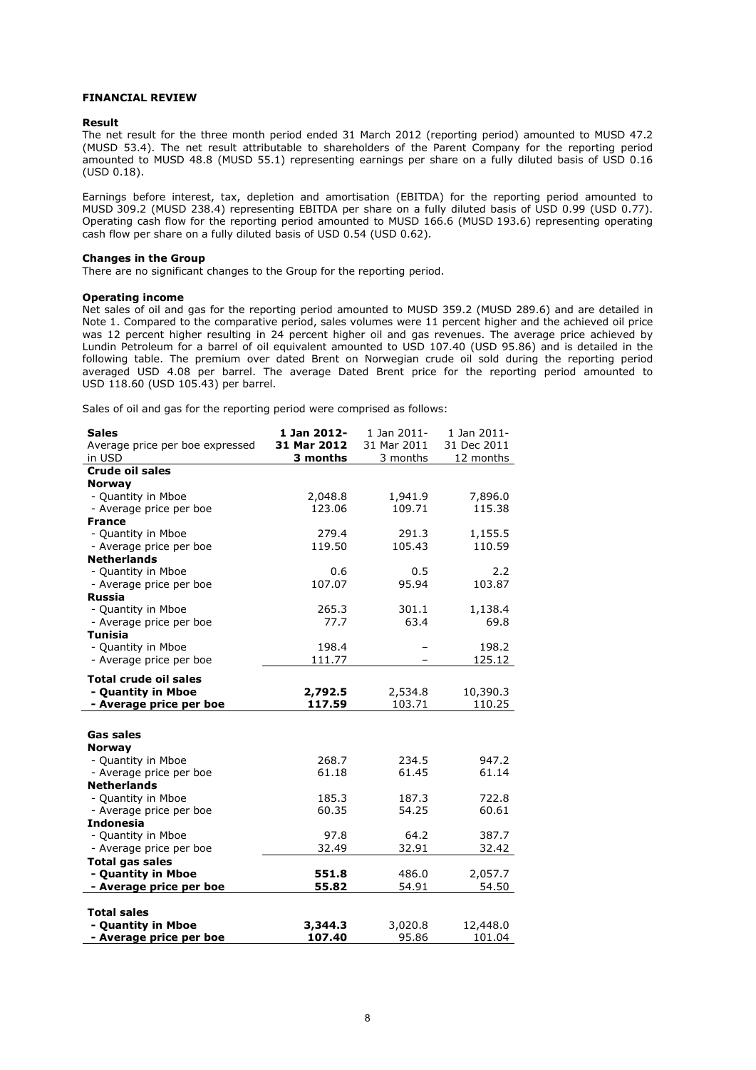## FINANCIAL REVIEW

### Result

The net result for the three month period ended 31 March 2012 (reporting period) amounted to MUSD 47.2 (MUSD 53.4). The net result attributable to shareholders of the Parent Company for the reporting period amounted to MUSD 48.8 (MUSD 55.1) representing earnings per share on a fully diluted basis of USD 0.16 (USD 0.18).

Earnings before interest, tax, depletion and amortisation (EBITDA) for the reporting period amounted to MUSD 309.2 (MUSD 238.4) representing EBITDA per share on a fully diluted basis of USD 0.99 (USD 0.77). Operating cash flow for the reporting period amounted to MUSD 166.6 (MUSD 193.6) representing operating cash flow per share on a fully diluted basis of USD 0.54 (USD 0.62).

### Changes in the Group

There are no significant changes to the Group for the reporting period.

### Operating income

Net sales of oil and gas for the reporting period amounted to MUSD 359.2 (MUSD 289.6) and are detailed in Note 1. Compared to the comparative period, sales volumes were 11 percent higher and the achieved oil price was 12 percent higher resulting in 24 percent higher oil and gas revenues. The average price achieved by Lundin Petroleum for a barrel of oil equivalent amounted to USD 107.40 (USD 95.86) and is detailed in the following table. The premium over dated Brent on Norwegian crude oil sold during the reporting period averaged USD 4.08 per barrel. The average Dated Brent price for the reporting period amounted to USD 118.60 (USD 105.43) per barrel.

Sales of oil and gas for the reporting period were comprised as follows:

| **Sales**<br>Average price per boe expressed in USD | **1 Jan 2012- 31 Mar 2012 3 months** | 1 Jan 2011- 31 Mar 2011 3 months | 1 Jan 2011- 31 Dec 2011 12 months |
|---|---|---|---|
| **Crude oil sales** | | | |
| **Norway** | | | |
| - Quantity in Mboe | 2,048.8 | 1,941.9 | 7,896.0 |
| - Average price per boe | 123.06 | 109.71 | 115.38 |
| **France** | | | |
| - Quantity in Mboe | 279.4 | 291.3 | 1,155.5 |
| - Average price per boe | 119.50 | 105.43 | 110.59 |
| **Netherlands** | | | |
| - Quantity in Mboe | 0.6 | 0.5 | 2.2 |
| - Average price per boe | 107.07 | 95.94 | 103.87 |
| **Russia** | | | |
| - Quantity in Mboe | 265.3 | 301.1 | 1,138.4 |
| - Average price per boe | 77.7 | 63.4 | 69.8 |
| **Tunisia** | | | |
| - Quantity in Mboe | 198.4 | – | 198.2 |
| - Average price per boe | 111.77 | – | 125.12 |
| **Total crude oil sales** | | | |
| **- Quantity in Mboe** | **2,792.5** | 2,534.8 | 10,390.3 |
| **- Average price per boe** | **117.59** | 103.71 | 110.25 |
| | | | |
| **Gas sales** | | | |
| **Norway** | | | |
| - Quantity in Mboe | 268.7 | 234.5 | 947.2 |
| - Average price per boe | 61.18 | 61.45 | 61.14 |
| **Netherlands** | | | |
| - Quantity in Mboe | 185.3 | 187.3 | 722.8 |
| - Average price per boe | 60.35 | 54.25 | 60.61 |
| **Indonesia** | | | |
| - Quantity in Mboe | 97.8 | 64.2 | 387.7 |
| - Average price per boe | 32.49 | 32.91 | 32.42 |
| **Total gas sales** | | | |
| **- Quantity in Mboe** | **551.8** | 486.0 | 2,057.7 |
| **- Average price per boe** | **55.82** | 54.91 | 54.50 |
| | | | |
| **Total sales** | | | |
| **- Quantity in Mboe** | **3,344.3** | 3,020.8 | 12,448.0 |
| **- Average price per boe** | **107.40** | 95.86 | 101.04 |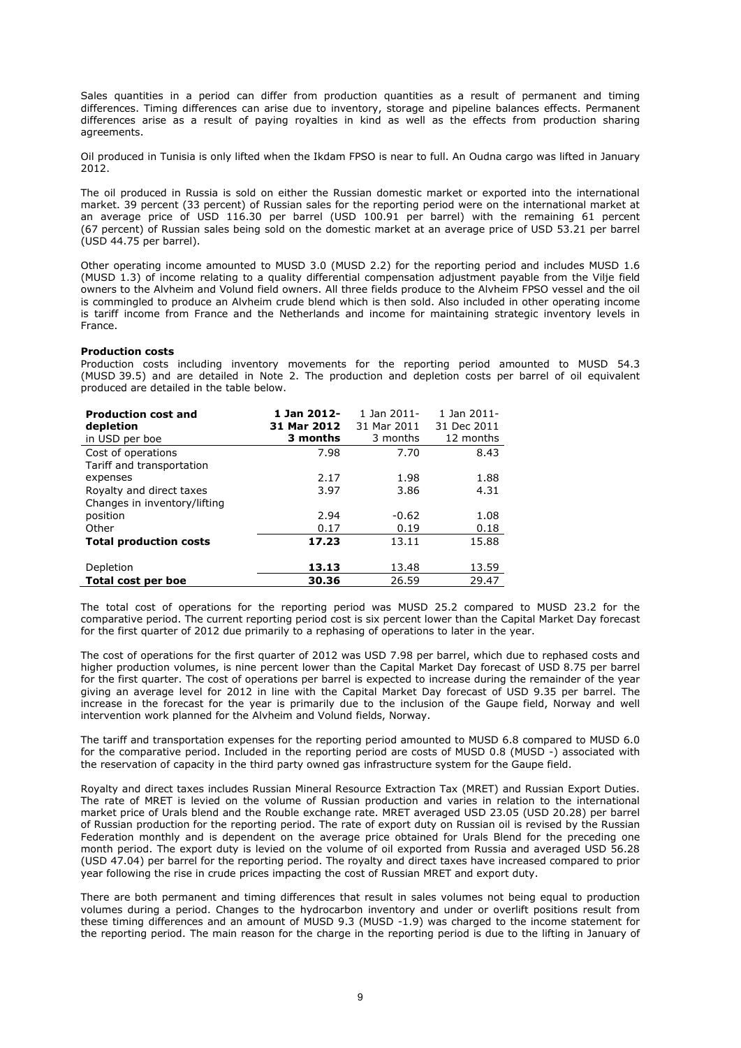Sales quantities in a period can differ from production quantities as a result of permanent and timing differences. Timing differences can arise due to inventory, storage and pipeline balances effects. Permanent differences arise as a result of paying royalties in kind as well as the effects from production sharing agreements.

Oil produced in Tunisia is only lifted when the Ikdam FPSO is near to full. An Oudna cargo was lifted in January 2012.

The oil produced in Russia is sold on either the Russian domestic market or exported into the international market. 39 percent (33 percent) of Russian sales for the reporting period were on the international market at an average price of USD 116.30 per barrel (USD 100.91 per barrel) with the remaining 61 percent (67 percent) of Russian sales being sold on the domestic market at an average price of USD 53.21 per barrel (USD 44.75 per barrel).

Other operating income amounted to MUSD 3.0 (MUSD 2.2) for the reporting period and includes MUSD 1.6 (MUSD 1.3) of income relating to a quality differential compensation adjustment payable from the Vilje field owners to the Alvheim and Volund field owners. All three fields produce to the Alvheim FPSO vessel and the oil is commingled to produce an Alvheim crude blend which is then sold. Also included in other operating income is tariff income from France and the Netherlands and income for maintaining strategic inventory levels in France.

**Production costs**

Production costs including inventory movements for the reporting period amounted to MUSD 54.3 (MUSD 39.5) and are detailed in Note 2. The production and depletion costs per barrel of oil equivalent produced are detailed in the table below.

| **Production cost and depletion** in USD per boe | **1 Jan 2012- 31 Mar 2012 3 months** | 1 Jan 2011- 31 Mar 2011 3 months | 1 Jan 2011- 31 Dec 2011 12 months |
|---|---|---|---|
| Cost of operations | 7.98 | 7.70 | 8.43 |
| Tariff and transportation expenses | 2.17 | 1.98 | 1.88 |
| Royalty and direct taxes | 3.97 | 3.86 | 4.31 |
| Changes in inventory/lifting position | 2.94 | -0.62 | 1.08 |
| Other | 0.17 | 0.19 | 0.18 |
| **Total production costs** | **17.23** | 13.11 | 15.88 |
| Depletion | **13.13** | 13.48 | 13.59 |
| **Total cost per boe** | **30.36** | 26.59 | 29.47 |

The total cost of operations for the reporting period was MUSD 25.2 compared to MUSD 23.2 for the comparative period. The current reporting period cost is six percent lower than the Capital Market Day forecast for the first quarter of 2012 due primarily to a rephasing of operations to later in the year.

The cost of operations for the first quarter of 2012 was USD 7.98 per barrel, which due to rephased costs and higher production volumes, is nine percent lower than the Capital Market Day forecast of USD 8.75 per barrel for the first quarter. The cost of operations per barrel is expected to increase during the remainder of the year giving an average level for 2012 in line with the Capital Market Day forecast of USD 9.35 per barrel. The increase in the forecast for the year is primarily due to the inclusion of the Gaupe field, Norway and well intervention work planned for the Alvheim and Volund fields, Norway.

The tariff and transportation expenses for the reporting period amounted to MUSD 6.8 compared to MUSD 6.0 for the comparative period. Included in the reporting period are costs of MUSD 0.8 (MUSD -) associated with the reservation of capacity in the third party owned gas infrastructure system for the Gaupe field.

Royalty and direct taxes includes Russian Mineral Resource Extraction Tax (MRET) and Russian Export Duties. The rate of MRET is levied on the volume of Russian production and varies in relation to the international market price of Urals blend and the Rouble exchange rate. MRET averaged USD 23.05 (USD 20.28) per barrel of Russian production for the reporting period. The rate of export duty on Russian oil is revised by the Russian Federation monthly and is dependent on the average price obtained for Urals Blend for the preceding one month period. The export duty is levied on the volume of oil exported from Russia and averaged USD 56.28 (USD 47.04) per barrel for the reporting period. The royalty and direct taxes have increased compared to prior year following the rise in crude prices impacting the cost of Russian MRET and export duty.

There are both permanent and timing differences that result in sales volumes not being equal to production volumes during a period. Changes to the hydrocarbon inventory and under or overlift positions result from these timing differences and an amount of MUSD 9.3 (MUSD -1.9) was charged to the income statement for the reporting period. The main reason for the charge in the reporting period is due to the lifting in January of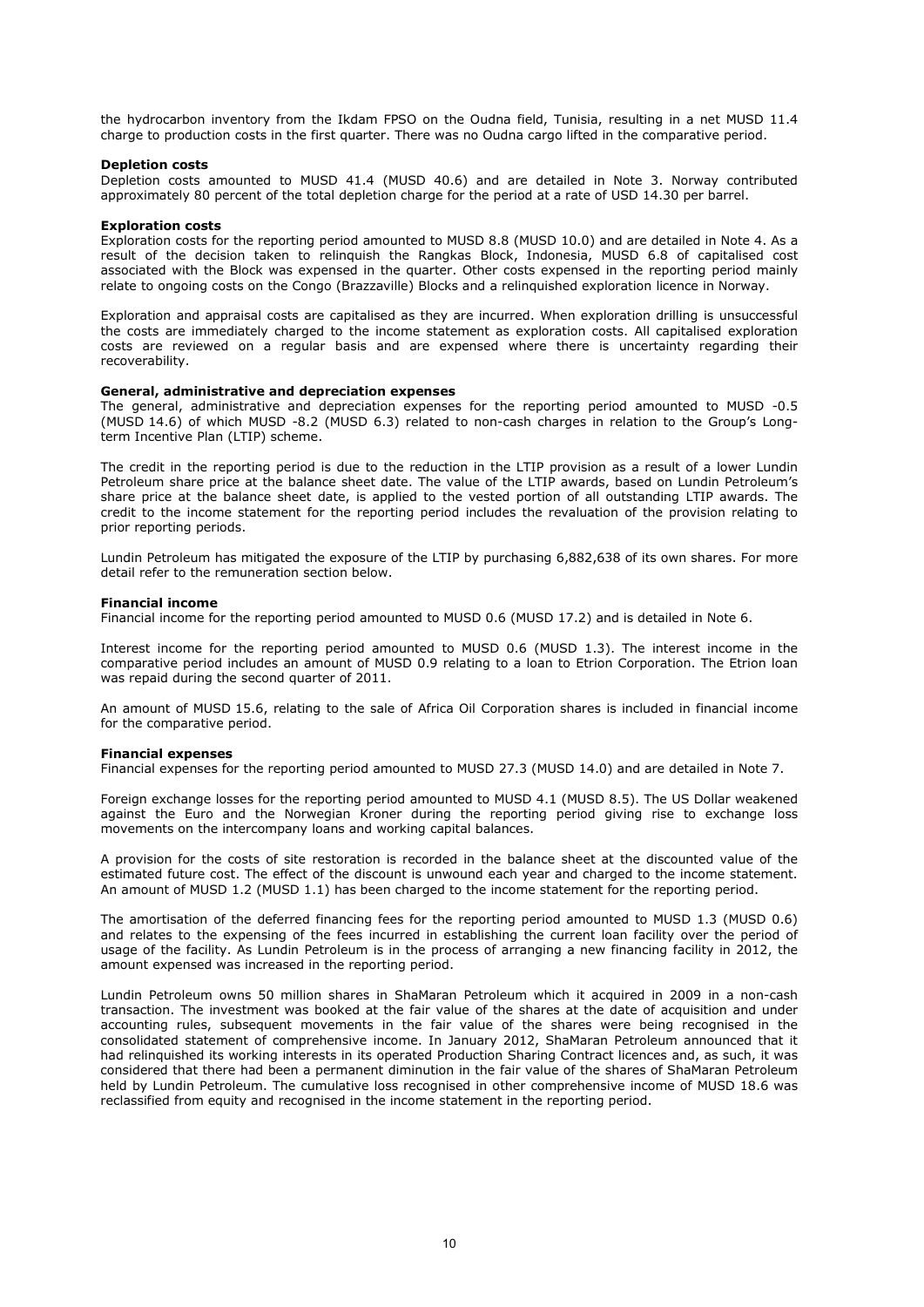the hydrocarbon inventory from the Ikdam FPSO on the Oudna field, Tunisia, resulting in a net MUSD 11.4 charge to production costs in the first quarter. There was no Oudna cargo lifted in the comparative period.

**Depletion costs**

Depletion costs amounted to MUSD 41.4 (MUSD 40.6) and are detailed in Note 3. Norway contributed approximately 80 percent of the total depletion charge for the period at a rate of USD 14.30 per barrel.

**Exploration costs**

Exploration costs for the reporting period amounted to MUSD 8.8 (MUSD 10.0) and are detailed in Note 4. As a result of the decision taken to relinquish the Rangkas Block, Indonesia, MUSD 6.8 of capitalised cost associated with the Block was expensed in the quarter. Other costs expensed in the reporting period mainly relate to ongoing costs on the Congo (Brazzaville) Blocks and a relinquished exploration licence in Norway.

Exploration and appraisal costs are capitalised as they are incurred. When exploration drilling is unsuccessful the costs are immediately charged to the income statement as exploration costs. All capitalised exploration costs are reviewed on a regular basis and are expensed where there is uncertainty regarding their recoverability.

**General, administrative and depreciation expenses**

The general, administrative and depreciation expenses for the reporting period amounted to MUSD -0.5 (MUSD 14.6) of which MUSD -8.2 (MUSD 6.3) related to non-cash charges in relation to the Group's Long-term Incentive Plan (LTIP) scheme.

The credit in the reporting period is due to the reduction in the LTIP provision as a result of a lower Lundin Petroleum share price at the balance sheet date. The value of the LTIP awards, based on Lundin Petroleum's share price at the balance sheet date, is applied to the vested portion of all outstanding LTIP awards. The credit to the income statement for the reporting period includes the revaluation of the provision relating to prior reporting periods.

Lundin Petroleum has mitigated the exposure of the LTIP by purchasing 6,882,638 of its own shares. For more detail refer to the remuneration section below.

**Financial income**

Financial income for the reporting period amounted to MUSD 0.6 (MUSD 17.2) and is detailed in Note 6.

Interest income for the reporting period amounted to MUSD 0.6 (MUSD 1.3). The interest income in the comparative period includes an amount of MUSD 0.9 relating to a loan to Etrion Corporation. The Etrion loan was repaid during the second quarter of 2011.

An amount of MUSD 15.6, relating to the sale of Africa Oil Corporation shares is included in financial income for the comparative period.

**Financial expenses**

Financial expenses for the reporting period amounted to MUSD 27.3 (MUSD 14.0) and are detailed in Note 7.

Foreign exchange losses for the reporting period amounted to MUSD 4.1 (MUSD 8.5). The US Dollar weakened against the Euro and the Norwegian Kroner during the reporting period giving rise to exchange loss movements on the intercompany loans and working capital balances.

A provision for the costs of site restoration is recorded in the balance sheet at the discounted value of the estimated future cost. The effect of the discount is unwound each year and charged to the income statement. An amount of MUSD 1.2 (MUSD 1.1) has been charged to the income statement for the reporting period.

The amortisation of the deferred financing fees for the reporting period amounted to MUSD 1.3 (MUSD 0.6) and relates to the expensing of the fees incurred in establishing the current loan facility over the period of usage of the facility. As Lundin Petroleum is in the process of arranging a new financing facility in 2012, the amount expensed was increased in the reporting period.

Lundin Petroleum owns 50 million shares in ShaMaran Petroleum which it acquired in 2009 in a non-cash transaction. The investment was booked at the fair value of the shares at the date of acquisition and under accounting rules, subsequent movements in the fair value of the shares were being recognised in the consolidated statement of comprehensive income. In January 2012, ShaMaran Petroleum announced that it had relinquished its working interests in its operated Production Sharing Contract licences and, as such, it was considered that there had been a permanent diminution in the fair value of the shares of ShaMaran Petroleum held by Lundin Petroleum. The cumulative loss recognised in other comprehensive income of MUSD 18.6 was reclassified from equity and recognised in the income statement in the reporting period.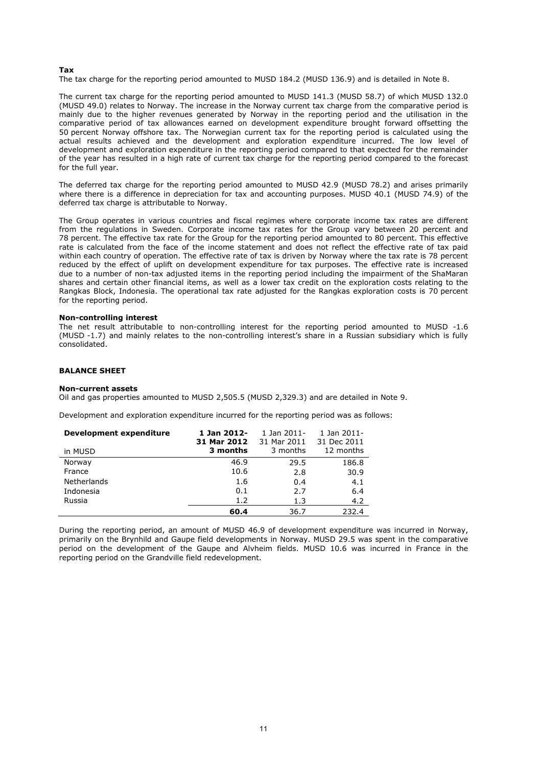**Tax**

The tax charge for the reporting period amounted to MUSD 184.2 (MUSD 136.9) and is detailed in Note 8.

The current tax charge for the reporting period amounted to MUSD 141.3 (MUSD 58.7) of which MUSD 132.0 (MUSD 49.0) relates to Norway. The increase in the Norway current tax charge from the comparative period is mainly due to the higher revenues generated by Norway in the reporting period and the utilisation in the comparative period of tax allowances earned on development expenditure brought forward offsetting the 50 percent Norway offshore tax. The Norwegian current tax for the reporting period is calculated using the actual results achieved and the development and exploration expenditure incurred. The low level of development and exploration expenditure in the reporting period compared to that expected for the remainder of the year has resulted in a high rate of current tax charge for the reporting period compared to the forecast for the full year.

The deferred tax charge for the reporting period amounted to MUSD 42.9 (MUSD 78.2) and arises primarily where there is a difference in depreciation for tax and accounting purposes. MUSD 40.1 (MUSD 74.9) of the deferred tax charge is attributable to Norway.

The Group operates in various countries and fiscal regimes where corporate income tax rates are different from the regulations in Sweden. Corporate income tax rates for the Group vary between 20 percent and 78 percent. The effective tax rate for the Group for the reporting period amounted to 80 percent. This effective rate is calculated from the face of the income statement and does not reflect the effective rate of tax paid within each country of operation. The effective rate of tax is driven by Norway where the tax rate is 78 percent reduced by the effect of uplift on development expenditure for tax purposes. The effective rate is increased due to a number of non-tax adjusted items in the reporting period including the impairment of the ShaMaran shares and certain other financial items, as well as a lower tax credit on the exploration costs relating to the Rangkas Block, Indonesia. The operational tax rate adjusted for the Rangkas exploration costs is 70 percent for the reporting period.

**Non-controlling interest**

The net result attributable to non-controlling interest for the reporting period amounted to MUSD -1.6 (MUSD -1.7) and mainly relates to the non-controlling interest's share in a Russian subsidiary which is fully consolidated.

**BALANCE SHEET**

**Non-current assets**

Oil and gas properties amounted to MUSD 2,505.5 (MUSD 2,329.3) and are detailed in Note 9.

Development and exploration expenditure incurred for the reporting period was as follows:

| **Development expenditure** in MUSD | **1 Jan 2012- 31 Mar 2012 3 months** | 1 Jan 2011- 31 Mar 2011 3 months | 1 Jan 2011- 31 Dec 2011 12 months |
|---|---|---|---|
| Norway | 46.9 | 29.5 | 186.8 |
| France | 10.6 | 2.8 | 30.9 |
| Netherlands | 1.6 | 0.4 | 4.1 |
| Indonesia | 0.1 | 2.7 | 6.4 |
| Russia | 1.2 | 1.3 | 4.2 |
| | **60.4** | 36.7 | 232.4 |

During the reporting period, an amount of MUSD 46.9 of development expenditure was incurred in Norway, primarily on the Brynhild and Gaupe field developments in Norway. MUSD 29.5 was spent in the comparative period on the development of the Gaupe and Alvheim fields. MUSD 10.6 was incurred in France in the reporting period on the Grandville field redevelopment.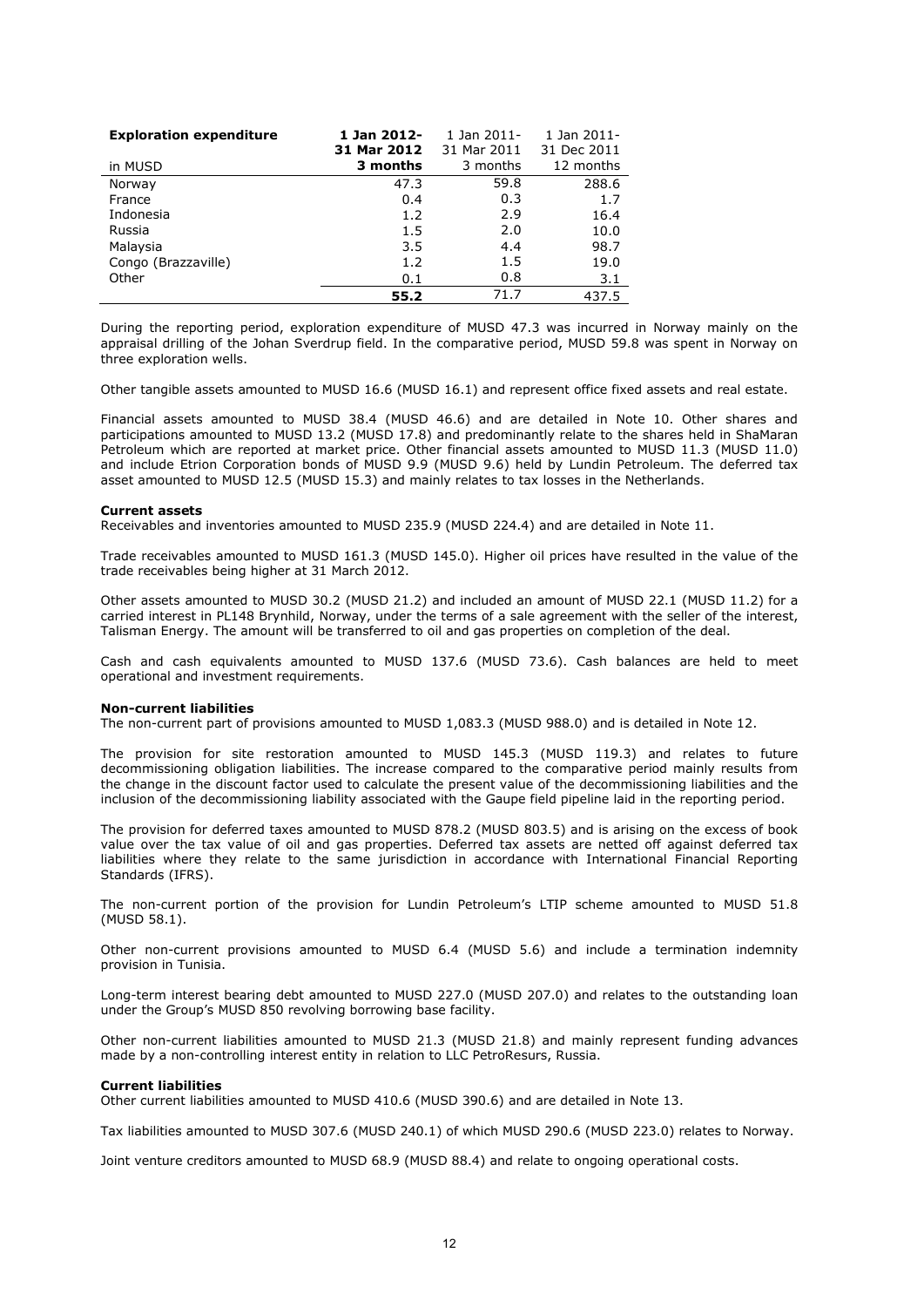| **Exploration expenditure** | **1 Jan 2012- 31 Mar 2012** | 1 Jan 2011- 31 Mar 2011 | 1 Jan 2011- 31 Dec 2011 |
|---|---|---|---|
| in MUSD | **3 months** | 3 months | 12 months |
| Norway | 47.3 | 59.8 | 288.6 |
| France | 0.4 | 0.3 | 1.7 |
| Indonesia | 1.2 | 2.9 | 16.4 |
| Russia | 1.5 | 2.0 | 10.0 |
| Malaysia | 3.5 | 4.4 | 98.7 |
| Congo (Brazzaville) | 1.2 | 1.5 | 19.0 |
| Other | 0.1 | 0.8 | 3.1 |
| | **55.2** | 71.7 | 437.5 |

During the reporting period, exploration expenditure of MUSD 47.3 was incurred in Norway mainly on the appraisal drilling of the Johan Sverdrup field. In the comparative period, MUSD 59.8 was spent in Norway on three exploration wells.

Other tangible assets amounted to MUSD 16.6 (MUSD 16.1) and represent office fixed assets and real estate.

Financial assets amounted to MUSD 38.4 (MUSD 46.6) and are detailed in Note 10. Other shares and participations amounted to MUSD 13.2 (MUSD 17.8) and predominantly relate to the shares held in ShaMaran Petroleum which are reported at market price. Other financial assets amounted to MUSD 11.3 (MUSD 11.0) and include Etrion Corporation bonds of MUSD 9.9 (MUSD 9.6) held by Lundin Petroleum. The deferred tax asset amounted to MUSD 12.5 (MUSD 15.3) and mainly relates to tax losses in the Netherlands.

**Current assets**

Receivables and inventories amounted to MUSD 235.9 (MUSD 224.4) and are detailed in Note 11.

Trade receivables amounted to MUSD 161.3 (MUSD 145.0). Higher oil prices have resulted in the value of the trade receivables being higher at 31 March 2012.

Other assets amounted to MUSD 30.2 (MUSD 21.2) and included an amount of MUSD 22.1 (MUSD 11.2) for a carried interest in PL148 Brynhild, Norway, under the terms of a sale agreement with the seller of the interest, Talisman Energy. The amount will be transferred to oil and gas properties on completion of the deal.

Cash and cash equivalents amounted to MUSD 137.6 (MUSD 73.6). Cash balances are held to meet operational and investment requirements.

**Non-current liabilities**

The non-current part of provisions amounted to MUSD 1,083.3 (MUSD 988.0) and is detailed in Note 12.

The provision for site restoration amounted to MUSD 145.3 (MUSD 119.3) and relates to future decommissioning obligation liabilities. The increase compared to the comparative period mainly results from the change in the discount factor used to calculate the present value of the decommissioning liabilities and the inclusion of the decommissioning liability associated with the Gaupe field pipeline laid in the reporting period.

The provision for deferred taxes amounted to MUSD 878.2 (MUSD 803.5) and is arising on the excess of book value over the tax value of oil and gas properties. Deferred tax assets are netted off against deferred tax liabilities where they relate to the same jurisdiction in accordance with International Financial Reporting Standards (IFRS).

The non-current portion of the provision for Lundin Petroleum's LTIP scheme amounted to MUSD 51.8 (MUSD 58.1).

Other non-current provisions amounted to MUSD 6.4 (MUSD 5.6) and include a termination indemnity provision in Tunisia.

Long-term interest bearing debt amounted to MUSD 227.0 (MUSD 207.0) and relates to the outstanding loan under the Group's MUSD 850 revolving borrowing base facility.

Other non-current liabilities amounted to MUSD 21.3 (MUSD 21.8) and mainly represent funding advances made by a non-controlling interest entity in relation to LLC PetroResurs, Russia.

**Current liabilities**

Other current liabilities amounted to MUSD 410.6 (MUSD 390.6) and are detailed in Note 13.

Tax liabilities amounted to MUSD 307.6 (MUSD 240.1) of which MUSD 290.6 (MUSD 223.0) relates to Norway.

Joint venture creditors amounted to MUSD 68.9 (MUSD 88.4) and relate to ongoing operational costs.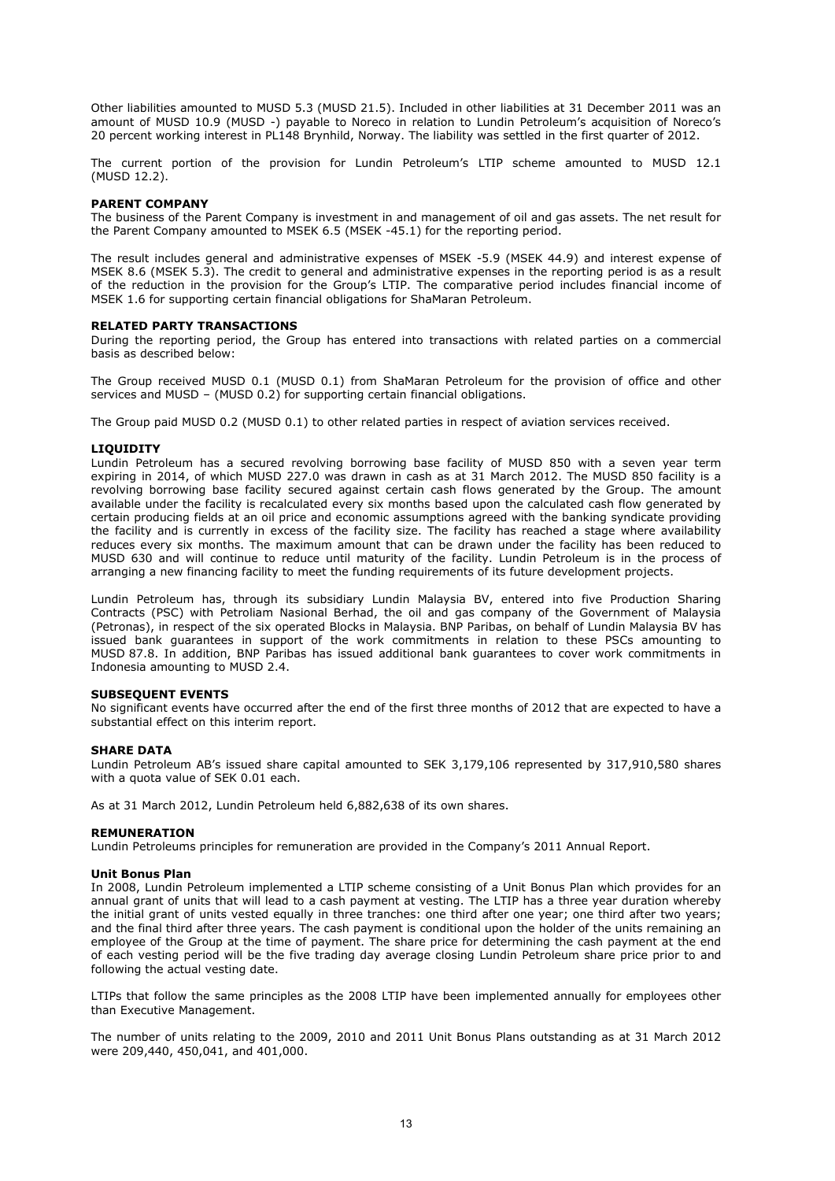Other liabilities amounted to MUSD 5.3 (MUSD 21.5). Included in other liabilities at 31 December 2011 was an amount of MUSD 10.9 (MUSD -) payable to Noreco in relation to Lundin Petroleum's acquisition of Noreco's 20 percent working interest in PL148 Brynhild, Norway. The liability was settled in the first quarter of 2012.

The current portion of the provision for Lundin Petroleum's LTIP scheme amounted to MUSD 12.1 (MUSD 12.2).

## PARENT COMPANY

The business of the Parent Company is investment in and management of oil and gas assets. The net result for the Parent Company amounted to MSEK 6.5 (MSEK -45.1) for the reporting period.

The result includes general and administrative expenses of MSEK -5.9 (MSEK 44.9) and interest expense of MSEK 8.6 (MSEK 5.3). The credit to general and administrative expenses in the reporting period is as a result of the reduction in the provision for the Group's LTIP. The comparative period includes financial income of MSEK 1.6 for supporting certain financial obligations for ShaMaran Petroleum.

## RELATED PARTY TRANSACTIONS

During the reporting period, the Group has entered into transactions with related parties on a commercial basis as described below:

The Group received MUSD 0.1 (MUSD 0.1) from ShaMaran Petroleum for the provision of office and other services and MUSD – (MUSD 0.2) for supporting certain financial obligations.

The Group paid MUSD 0.2 (MUSD 0.1) to other related parties in respect of aviation services received.

## LIQUIDITY

Lundin Petroleum has a secured revolving borrowing base facility of MUSD 850 with a seven year term expiring in 2014, of which MUSD 227.0 was drawn in cash as at 31 March 2012. The MUSD 850 facility is a revolving borrowing base facility secured against certain cash flows generated by the Group. The amount available under the facility is recalculated every six months based upon the calculated cash flow generated by certain producing fields at an oil price and economic assumptions agreed with the banking syndicate providing the facility and is currently in excess of the facility size. The facility has reached a stage where availability reduces every six months. The maximum amount that can be drawn under the facility has been reduced to MUSD 630 and will continue to reduce until maturity of the facility. Lundin Petroleum is in the process of arranging a new financing facility to meet the funding requirements of its future development projects.

Lundin Petroleum has, through its subsidiary Lundin Malaysia BV, entered into five Production Sharing Contracts (PSC) with Petroliam Nasional Berhad, the oil and gas company of the Government of Malaysia (Petronas), in respect of the six operated Blocks in Malaysia. BNP Paribas, on behalf of Lundin Malaysia BV has issued bank guarantees in support of the work commitments in relation to these PSCs amounting to MUSD 87.8. In addition, BNP Paribas has issued additional bank guarantees to cover work commitments in Indonesia amounting to MUSD 2.4.

## SUBSEQUENT EVENTS

No significant events have occurred after the end of the first three months of 2012 that are expected to have a substantial effect on this interim report.

## SHARE DATA

Lundin Petroleum AB's issued share capital amounted to SEK 3,179,106 represented by 317,910,580 shares with a quota value of SEK 0.01 each.

As at 31 March 2012, Lundin Petroleum held 6,882,638 of its own shares.

## REMUNERATION

Lundin Petroleums principles for remuneration are provided in the Company's 2011 Annual Report.

### Unit Bonus Plan

In 2008, Lundin Petroleum implemented a LTIP scheme consisting of a Unit Bonus Plan which provides for an annual grant of units that will lead to a cash payment at vesting. The LTIP has a three year duration whereby the initial grant of units vested equally in three tranches: one third after one year; one third after two years; and the final third after three years. The cash payment is conditional upon the holder of the units remaining an employee of the Group at the time of payment. The share price for determining the cash payment at the end of each vesting period will be the five trading day average closing Lundin Petroleum share price prior to and following the actual vesting date.

LTIPs that follow the same principles as the 2008 LTIP have been implemented annually for employees other than Executive Management.

The number of units relating to the 2009, 2010 and 2011 Unit Bonus Plans outstanding as at 31 March 2012 were 209,440, 450,041, and 401,000.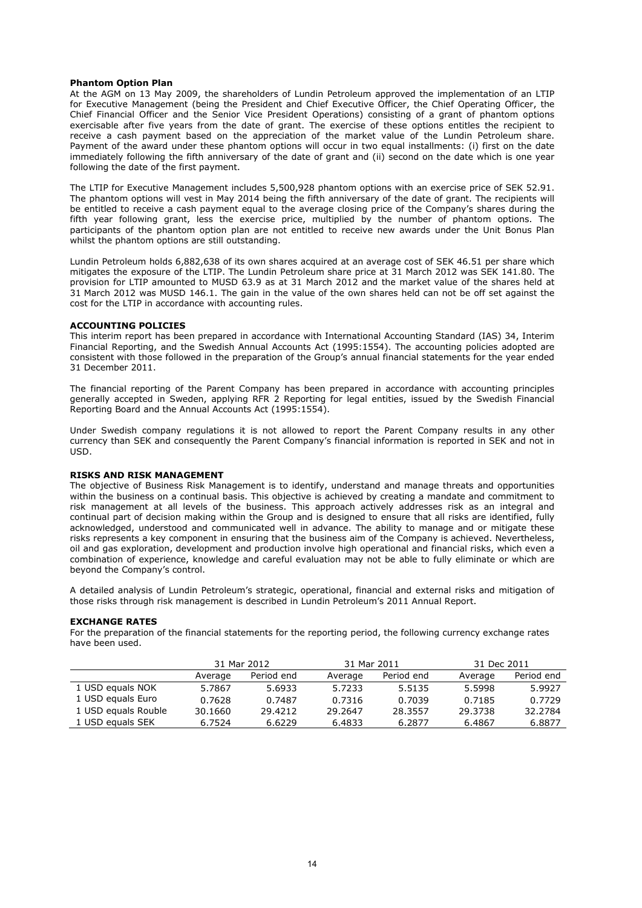**Phantom Option Plan**

At the AGM on 13 May 2009, the shareholders of Lundin Petroleum approved the implementation of an LTIP for Executive Management (being the President and Chief Executive Officer, the Chief Operating Officer, the Chief Financial Officer and the Senior Vice President Operations) consisting of a grant of phantom options exercisable after five years from the date of grant. The exercise of these options entitles the recipient to receive a cash payment based on the appreciation of the market value of the Lundin Petroleum share. Payment of the award under these phantom options will occur in two equal installments: (i) first on the date immediately following the fifth anniversary of the date of grant and (ii) second on the date which is one year following the date of the first payment.

The LTIP for Executive Management includes 5,500,928 phantom options with an exercise price of SEK 52.91. The phantom options will vest in May 2014 being the fifth anniversary of the date of grant. The recipients will be entitled to receive a cash payment equal to the average closing price of the Company's shares during the fifth year following grant, less the exercise price, multiplied by the number of phantom options. The participants of the phantom option plan are not entitled to receive new awards under the Unit Bonus Plan whilst the phantom options are still outstanding.

Lundin Petroleum holds 6,882,638 of its own shares acquired at an average cost of SEK 46.51 per share which mitigates the exposure of the LTIP. The Lundin Petroleum share price at 31 March 2012 was SEK 141.80. The provision for LTIP amounted to MUSD 63.9 as at 31 March 2012 and the market value of the shares held at 31 March 2012 was MUSD 146.1. The gain in the value of the own shares held can not be off set against the cost for the LTIP in accordance with accounting rules.

**ACCOUNTING POLICIES**

This interim report has been prepared in accordance with International Accounting Standard (IAS) 34, Interim Financial Reporting, and the Swedish Annual Accounts Act (1995:1554). The accounting policies adopted are consistent with those followed in the preparation of the Group's annual financial statements for the year ended 31 December 2011.

The financial reporting of the Parent Company has been prepared in accordance with accounting principles generally accepted in Sweden, applying RFR 2 Reporting for legal entities, issued by the Swedish Financial Reporting Board and the Annual Accounts Act (1995:1554).

Under Swedish company regulations it is not allowed to report the Parent Company results in any other currency than SEK and consequently the Parent Company's financial information is reported in SEK and not in USD.

**RISKS AND RISK MANAGEMENT**

The objective of Business Risk Management is to identify, understand and manage threats and opportunities within the business on a continual basis. This objective is achieved by creating a mandate and commitment to risk management at all levels of the business. This approach actively addresses risk as an integral and continual part of decision making within the Group and is designed to ensure that all risks are identified, fully acknowledged, understood and communicated well in advance. The ability to manage and or mitigate these risks represents a key component in ensuring that the business aim of the Company is achieved. Nevertheless, oil and gas exploration, development and production involve high operational and financial risks, which even a combination of experience, knowledge and careful evaluation may not be able to fully eliminate or which are beyond the Company's control.

A detailed analysis of Lundin Petroleum's strategic, operational, financial and external risks and mitigation of those risks through risk management is described in Lundin Petroleum's 2011 Annual Report.

**EXCHANGE RATES**

For the preparation of the financial statements for the reporting period, the following currency exchange rates have been used.

| | 31 Mar 2012 | | 31 Mar 2011 | | 31 Dec 2011 | |
|---|---|---|---|---|---|---|
| | Average | Period end | Average | Period end | Average | Period end |
| 1 USD equals NOK | 5.7867 | 5.6933 | 5.7233 | 5.5135 | 5.5998 | 5.9927 |
| 1 USD equals Euro | 0.7628 | 0.7487 | 0.7316 | 0.7039 | 0.7185 | 0.7729 |
| 1 USD equals Rouble | 30.1660 | 29.4212 | 29.2647 | 28.3557 | 29.3738 | 32.2784 |
| 1 USD equals SEK | 6.7524 | 6.6229 | 6.4833 | 6.2877 | 6.4867 | 6.8877 |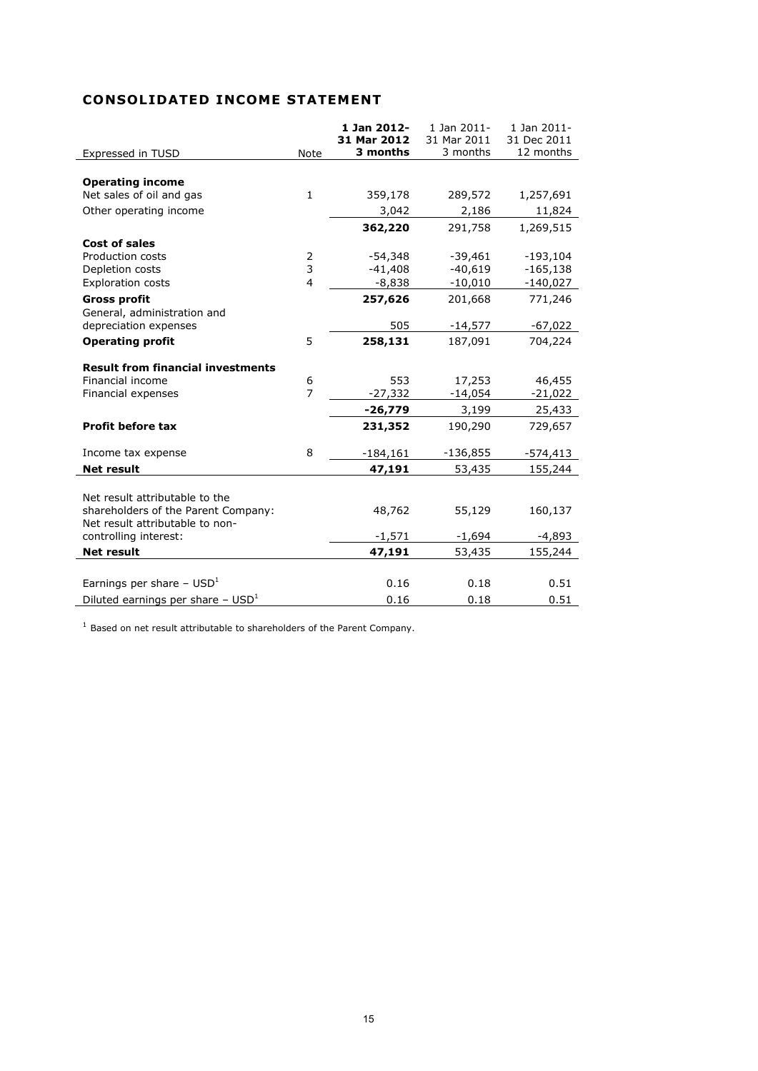## CONSOLIDATED INCOME STATEMENT

| Expressed in TUSD | Note | **1 Jan 2012- 31 Mar 2012 3 months** | 1 Jan 2011- 31 Mar 2011 3 months | 1 Jan 2011- 31 Dec 2011 12 months |
|---|---|---|---|---|
| **Operating income** | | | | |
| Net sales of oil and gas | 1 | 359,178 | 289,572 | 1,257,691 |
| Other operating income | | 3,042 | 2,186 | 11,824 |
| | | **362,220** | 291,758 | 1,269,515 |
| **Cost of sales** | | | | |
| Production costs | 2 | -54,348 | -39,461 | -193,104 |
| Depletion costs | 3 | -41,408 | -40,619 | -165,138 |
| Exploration costs | 4 | -8,838 | -10,010 | -140,027 |
| **Gross profit** | | **257,626** | 201,668 | 771,246 |
| General, administration and depreciation expenses | | 505 | -14,577 | -67,022 |
| **Operating profit** | 5 | **258,131** | 187,091 | 704,224 |
| **Result from financial investments** | | | | |
| Financial income | 6 | 553 | 17,253 | 46,455 |
| Financial expenses | 7 | -27,332 | -14,054 | -21,022 |
| | | **-26,779** | 3,199 | 25,433 |
| **Profit before tax** | | **231,352** | 190,290 | 729,657 |
| Income tax expense | 8 | -184,161 | -136,855 | -574,413 |
| **Net result** | | **47,191** | 53,435 | 155,244 |
| Net result attributable to the shareholders of the Parent Company: | | 48,762 | 55,129 | 160,137 |
| Net result attributable to non-controlling interest: | | -1,571 | -1,694 | -4,893 |
| **Net result** | | **47,191** | 53,435 | 155,244 |
| Earnings per share – USD[1] | | 0.16 | 0.18 | 0.51 |
| Diluted earnings per share – USD[1] | | 0.16 | 0.18 | 0.51 |

[1] Based on net result attributable to shareholders of the Parent Company.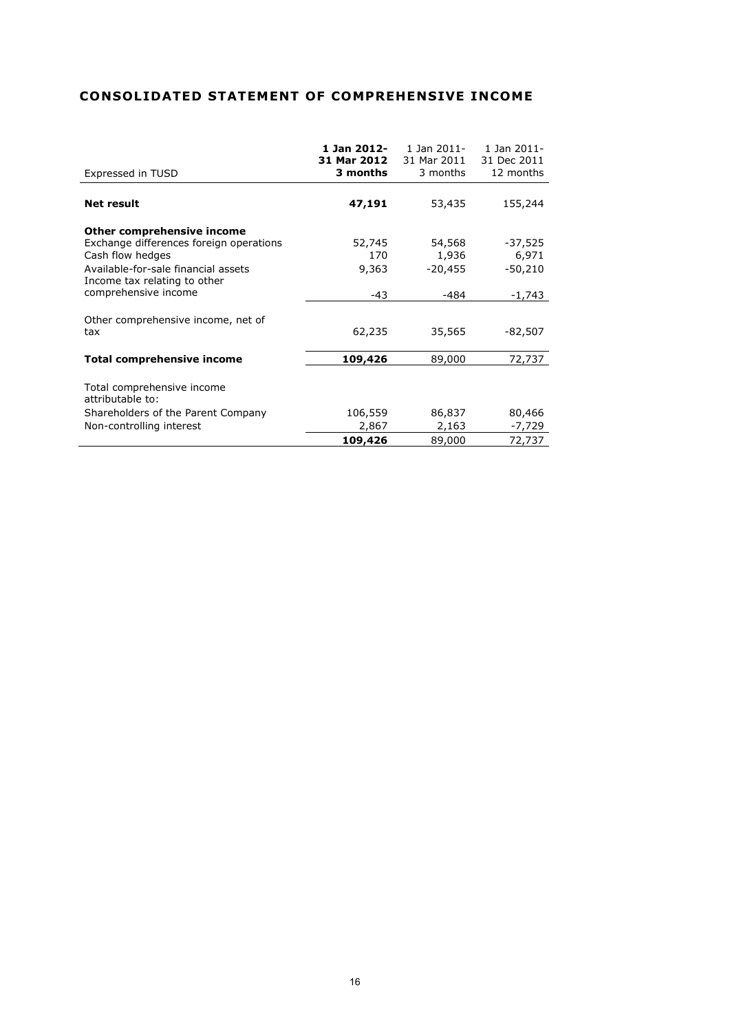## CONSOLIDATED STATEMENT OF COMPREHENSIVE INCOME

| Expressed in TUSD | **1 Jan 2012-31 Mar 2012 3 months** | 1 Jan 2011-31 Mar 2011 3 months | 1 Jan 2011-31 Dec 2011 12 months |
|---|---|---|---|
| **Net result** | **47,191** | 53,435 | 155,244 |
| **Other comprehensive income** | | | |
| Exchange differences foreign operations | 52,745 | 54,568 | -37,525 |
| Cash flow hedges | 170 | 1,936 | 6,971 |
| Available-for-sale financial assets | 9,363 | -20,455 | -50,210 |
| Income tax relating to other comprehensive income | -43 | -484 | -1,743 |
| Other comprehensive income, net of tax | 62,235 | 35,565 | -82,507 |
| **Total comprehensive income** | **109,426** | 89,000 | 72,737 |
| Total comprehensive income attributable to: | | | |
| Shareholders of the Parent Company | 106,559 | 86,837 | 80,466 |
| Non-controlling interest | 2,867 | 2,163 | -7,729 |
| | **109,426** | 89,000 | 72,737 |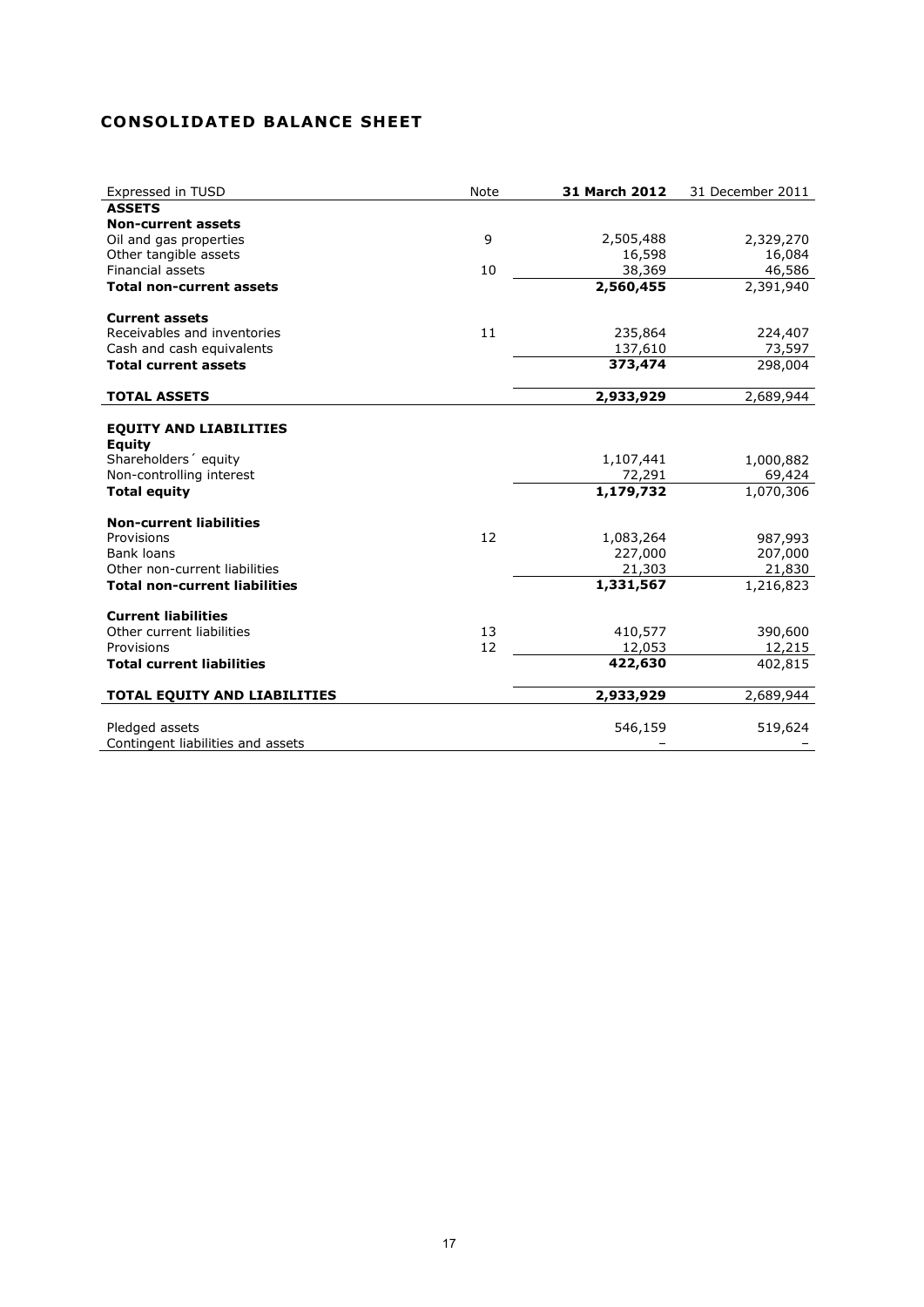## CONSOLIDATED BALANCE SHEET

| Expressed in TUSD | Note | **31 March 2012** | 31 December 2011 |
|---|---|---|---|
| **ASSETS** | | | |
| **Non-current assets** | | | |
| Oil and gas properties | 9 | 2,505,488 | 2,329,270 |
| Other tangible assets | | 16,598 | 16,084 |
| Financial assets | 10 | 38,369 | 46,586 |
| **Total non-current assets** | | **2,560,455** | 2,391,940 |
| | | | |
| **Current assets** | | | |
| Receivables and inventories | 11 | 235,864 | 224,407 |
| Cash and cash equivalents | | 137,610 | 73,597 |
| **Total current assets** | | **373,474** | 298,004 |
| | | | |
| **TOTAL ASSETS** | | **2,933,929** | 2,689,944 |
| | | | |
| **EQUITY AND LIABILITIES** | | | |
| **Equity** | | | |
| Shareholders´ equity | | 1,107,441 | 1,000,882 |
| Non-controlling interest | | 72,291 | 69,424 |
| **Total equity** | | **1,179,732** | 1,070,306 |
| | | | |
| **Non-current liabilities** | | | |
| Provisions | 12 | 1,083,264 | 987,993 |
| Bank loans | | 227,000 | 207,000 |
| Other non-current liabilities | | 21,303 | 21,830 |
| **Total non-current liabilities** | | **1,331,567** | 1,216,823 |
| | | | |
| **Current liabilities** | | | |
| Other current liabilities | 13 | 410,577 | 390,600 |
| Provisions | 12 | 12,053 | 12,215 |
| **Total current liabilities** | | **422,630** | 402,815 |
| | | | |
| **TOTAL EQUITY AND LIABILITIES** | | **2,933,929** | 2,689,944 |
| | | | |
| Pledged assets | | 546,159 | 519,624 |
| Contingent liabilities and assets | | – | – |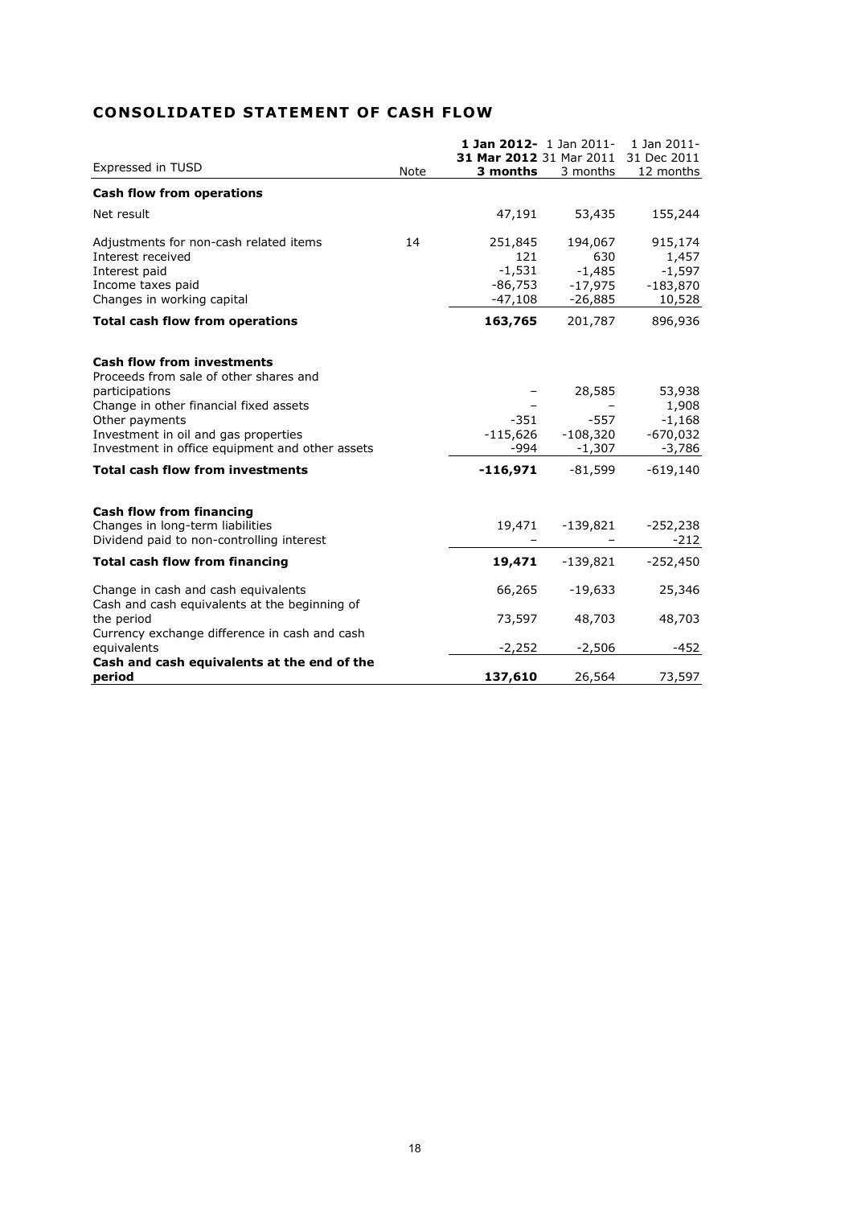## CONSOLIDATED STATEMENT OF CASH FLOW

| Expressed in TUSD | Note | **1 Jan 2012- 31 Mar 2012 3 months** | 1 Jan 2011- 31 Mar 2011 3 months | 1 Jan 2011- 31 Dec 2011 12 months |
|---|---|---|---|---|
| **Cash flow from operations** | | | | |
| Net result | | 47,191 | 53,435 | 155,244 |
| Adjustments for non-cash related items | 14 | 251,845 | 194,067 | 915,174 |
| Interest received | | 121 | 630 | 1,457 |
| Interest paid | | -1,531 | -1,485 | -1,597 |
| Income taxes paid | | -86,753 | -17,975 | -183,870 |
| Changes in working capital | | -47,108 | -26,885 | 10,528 |
| **Total cash flow from operations** | | **163,765** | 201,787 | 896,936 |
| **Cash flow from investments** | | | | |
| Proceeds from sale of other shares and participations | | – | 28,585 | 53,938 |
| Change in other financial fixed assets | | – | – | 1,908 |
| Other payments | | -351 | -557 | -1,168 |
| Investment in oil and gas properties | | -115,626 | -108,320 | -670,032 |
| Investment in office equipment and other assets | | -994 | -1,307 | -3,786 |
| **Total cash flow from investments** | | **-116,971** | -81,599 | -619,140 |
| **Cash flow from financing** | | | | |
| Changes in long-term liabilities | | 19,471 | -139,821 | -252,238 |
| Dividend paid to non-controlling interest | | – | – | -212 |
| **Total cash flow from financing** | | **19,471** | -139,821 | -252,450 |
| Change in cash and cash equivalents | | 66,265 | -19,633 | 25,346 |
| Cash and cash equivalents at the beginning of the period | | 73,597 | 48,703 | 48,703 |
| Currency exchange difference in cash and cash equivalents | | -2,252 | -2,506 | -452 |
| **Cash and cash equivalents at the end of the period** | | **137,610** | 26,564 | 73,597 |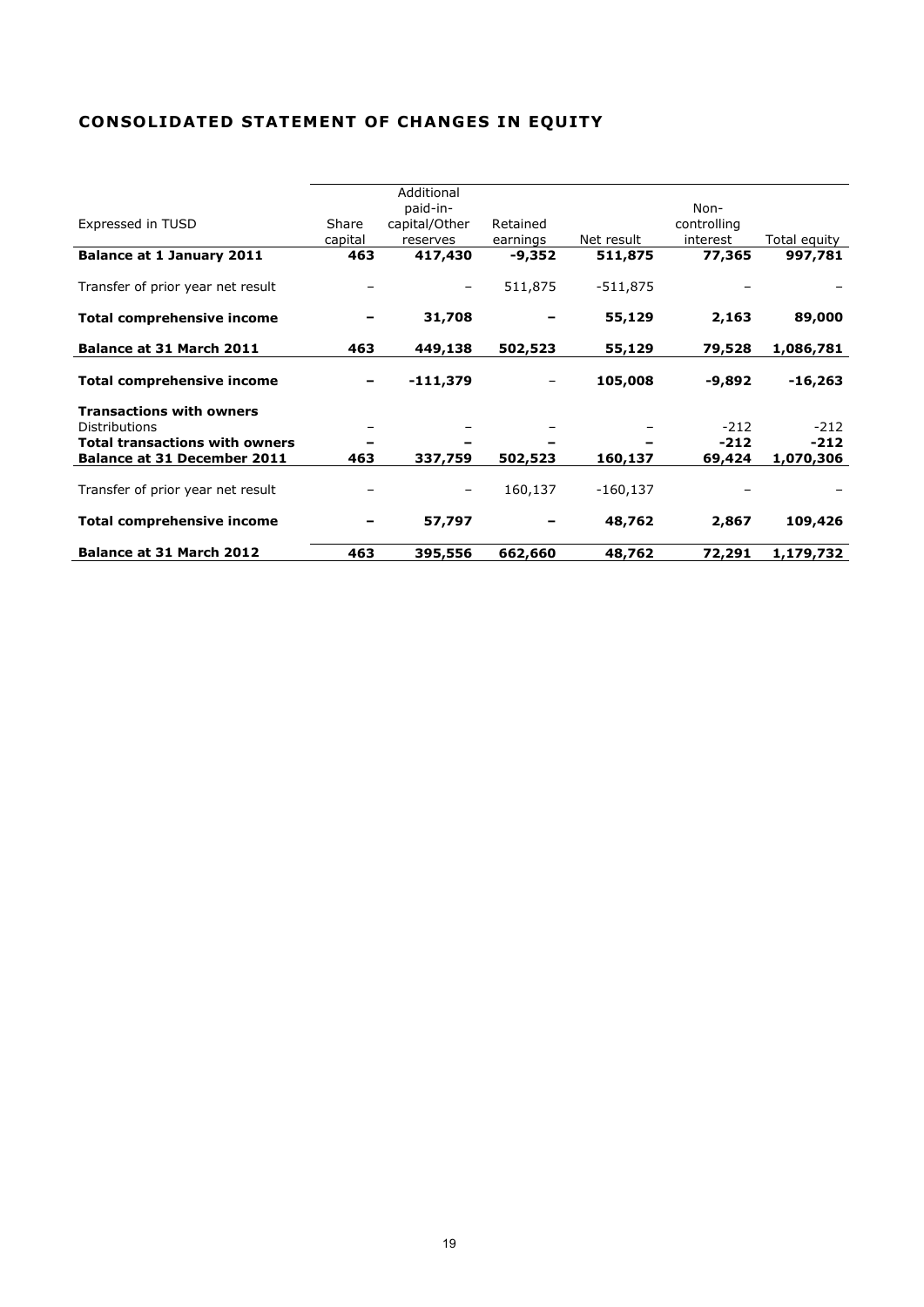# CONSOLIDATED STATEMENT OF CHANGES IN EQUITY

| Expressed in TUSD | Share capital | Additional paid-in-capital/Other reserves | Retained earnings | Net result | Non-controlling interest | Total equity |
|---|---|---|---|---|---|---|
| **Balance at 1 January 2011** | **463** | **417,430** | **-9,352** | **511,875** | **77,365** | **997,781** |
| Transfer of prior year net result | – | – | 511,875 | -511,875 | – | – |
| **Total comprehensive income** | **–** | **31,708** | **–** | **55,129** | **2,163** | **89,000** |
| **Balance at 31 March 2011** | **463** | **449,138** | **502,523** | **55,129** | **79,528** | **1,086,781** |
| **Total comprehensive income** | **–** | **-111,379** | – | **105,008** | **-9,892** | **-16,263** |
| **Transactions with owners** | | | | | | |
| Distributions | – | – | – | – | -212 | -212 |
| **Total transactions with owners** | **–** | **–** | **–** | **–** | **-212** | **-212** |
| **Balance at 31 December 2011** | **463** | **337,759** | **502,523** | **160,137** | **69,424** | **1,070,306** |
| Transfer of prior year net result | – | – | 160,137 | -160,137 | – | – |
| **Total comprehensive income** | **–** | **57,797** | **–** | **48,762** | **2,867** | **109,426** |
| **Balance at 31 March 2012** | **463** | **395,556** | **662,660** | **48,762** | **72,291** | **1,179,732** |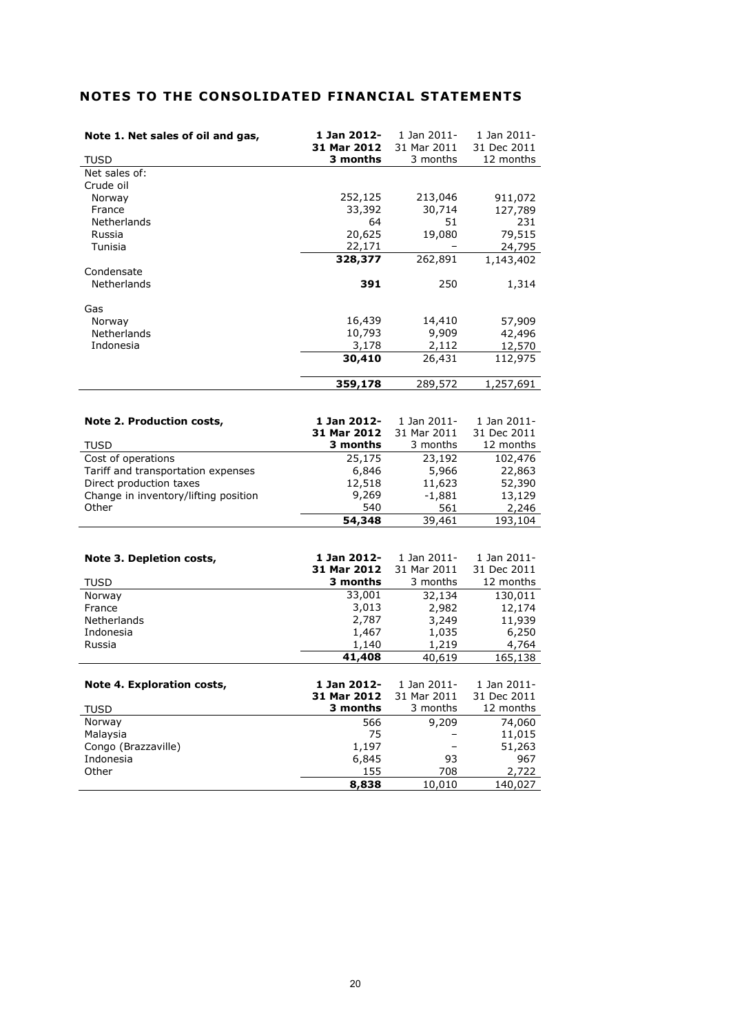# NOTES TO THE CONSOLIDATED FINANCIAL STATEMENTS

| Note 1. Net sales of oil and gas, TUSD | **1 Jan 2012- 31 Mar 2012 3 months** | 1 Jan 2011- 31 Mar 2011 3 months | 1 Jan 2011- 31 Dec 2011 12 months |
|---|---|---|---|
| Net sales of: | | | |
| Crude oil | | | |
| Norway | 252,125 | 213,046 | 911,072 |
| France | 33,392 | 30,714 | 127,789 |
| Netherlands | 64 | 51 | 231 |
| Russia | 20,625 | 19,080 | 79,515 |
| Tunisia | 22,171 | – | 24,795 |
| | **328,377** | 262,891 | 1,143,402 |
| Condensate | | | |
| Netherlands | **391** | 250 | 1,314 |
| Gas | | | |
| Norway | 16,439 | 14,410 | 57,909 |
| Netherlands | 10,793 | 9,909 | 42,496 |
| Indonesia | 3,178 | 2,112 | 12,570 |
| | **30,410** | 26,431 | 112,975 |
| | **359,178** | 289,572 | 1,257,691 |

| Note 2. Production costs, TUSD | **1 Jan 2012- 31 Mar 2012 3 months** | 1 Jan 2011- 31 Mar 2011 3 months | 1 Jan 2011- 31 Dec 2011 12 months |
|---|---|---|---|
| Cost of operations | 25,175 | 23,192 | 102,476 |
| Tariff and transportation expenses | 6,846 | 5,966 | 22,863 |
| Direct production taxes | 12,518 | 11,623 | 52,390 |
| Change in inventory/lifting position | 9,269 | -1,881 | 13,129 |
| Other | 540 | 561 | 2,246 |
| | **54,348** | 39,461 | 193,104 |

| Note 3. Depletion costs, TUSD | **1 Jan 2012- 31 Mar 2012 3 months** | 1 Jan 2011- 31 Mar 2011 3 months | 1 Jan 2011- 31 Dec 2011 12 months |
|---|---|---|---|
| Norway | 33,001 | 32,134 | 130,011 |
| France | 3,013 | 2,982 | 12,174 |
| Netherlands | 2,787 | 3,249 | 11,939 |
| Indonesia | 1,467 | 1,035 | 6,250 |
| Russia | 1,140 | 1,219 | 4,764 |
| | **41,408** | 40,619 | 165,138 |

| Note 4. Exploration costs, TUSD | **1 Jan 2012- 31 Mar 2012 3 months** | 1 Jan 2011- 31 Mar 2011 3 months | 1 Jan 2011- 31 Dec 2011 12 months |
|---|---|---|---|
| Norway | 566 | 9,209 | 74,060 |
| Malaysia | 75 | – | 11,015 |
| Congo (Brazzaville) | 1,197 | – | 51,263 |
| Indonesia | 6,845 | 93 | 967 |
| Other | 155 | 708 | 2,722 |
| | **8,838** | 10,010 | 140,027 |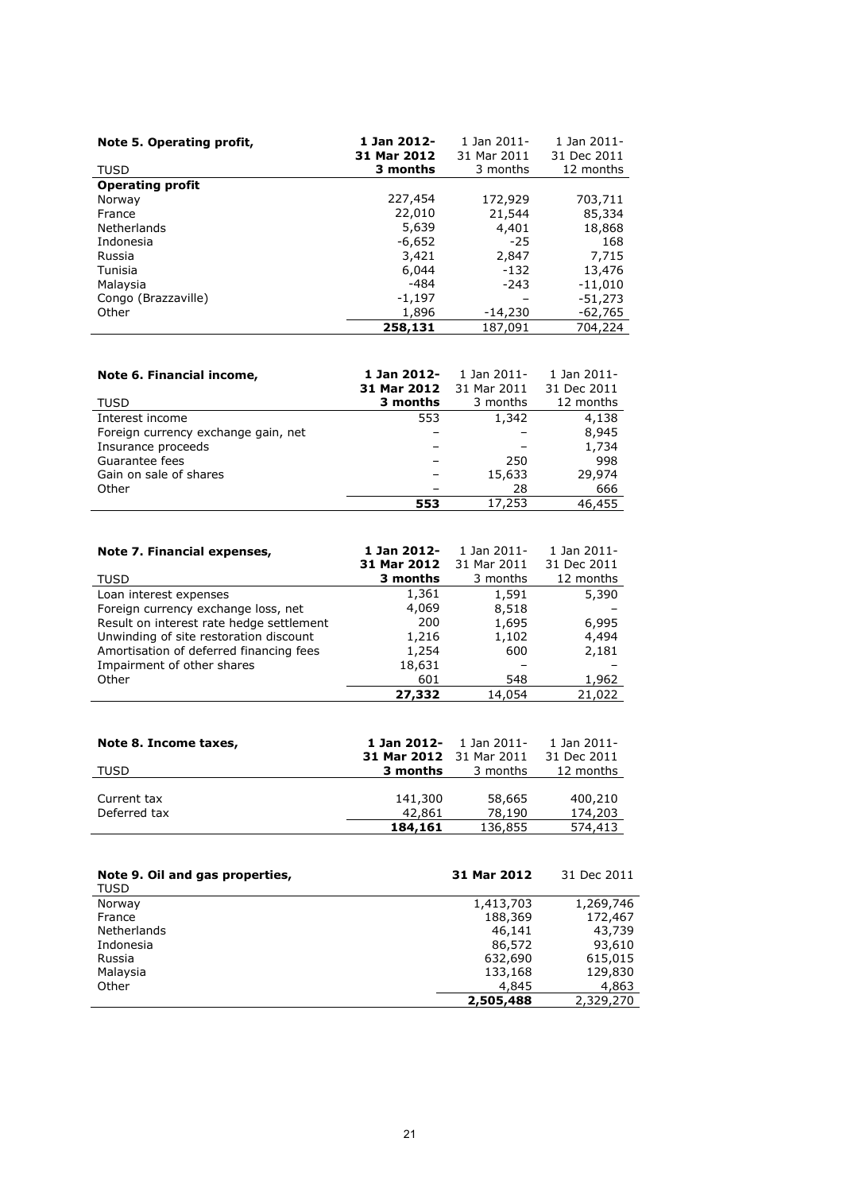| Note 5. Operating profit, TUSD | **1 Jan 2012-31 Mar 2012 3 months** | 1 Jan 2011-31 Mar 2011 3 months | 1 Jan 2011-31 Dec 2011 12 months |
|---|---|---|---|
| **Operating profit** | | | |
| Norway | 227,454 | 172,929 | 703,711 |
| France | 22,010 | 21,544 | 85,334 |
| Netherlands | 5,639 | 4,401 | 18,868 |
| Indonesia | -6,652 | -25 | 168 |
| Russia | 3,421 | 2,847 | 7,715 |
| Tunisia | 6,044 | -132 | 13,476 |
| Malaysia | -484 | -243 | -11,010 |
| Congo (Brazzaville) | -1,197 | – | -51,273 |
| Other | 1,896 | -14,230 | -62,765 |
| | **258,131** | 187,091 | 704,224 |

| Note 6. Financial income, TUSD | **1 Jan 2012-31 Mar 2012 3 months** | 1 Jan 2011-31 Mar 2011 3 months | 1 Jan 2011-31 Dec 2011 12 months |
|---|---|---|---|
| Interest income | 553 | 1,342 | 4,138 |
| Foreign currency exchange gain, net | – | – | 8,945 |
| Insurance proceeds | – | – | 1,734 |
| Guarantee fees | – | 250 | 998 |
| Gain on sale of shares | – | 15,633 | 29,974 |
| Other | – | 28 | 666 |
| | **553** | 17,253 | 46,455 |

| Note 7. Financial expenses, TUSD | **1 Jan 2012-31 Mar 2012 3 months** | 1 Jan 2011-31 Mar 2011 3 months | 1 Jan 2011-31 Dec 2011 12 months |
|---|---|---|---|
| Loan interest expenses | 1,361 | 1,591 | 5,390 |
| Foreign currency exchange loss, net | 4,069 | 8,518 | – |
| Result on interest rate hedge settlement | 200 | 1,695 | 6,995 |
| Unwinding of site restoration discount | 1,216 | 1,102 | 4,494 |
| Amortisation of deferred financing fees | 1,254 | 600 | 2,181 |
| Impairment of other shares | 18,631 | – | – |
| Other | 601 | 548 | 1,962 |
| | **27,332** | 14,054 | 21,022 |

| Note 8. Income taxes, TUSD | **1 Jan 2012-31 Mar 2012 3 months** | 1 Jan 2011-31 Mar 2011 3 months | 1 Jan 2011-31 Dec 2011 12 months |
|---|---|---|---|
| Current tax | 141,300 | 58,665 | 400,210 |
| Deferred tax | 42,861 | 78,190 | 174,203 |
| | **184,161** | 136,855 | 574,413 |

| Note 9. Oil and gas properties, TUSD | **31 Mar 2012** | 31 Dec 2011 |
|---|---|---|
| Norway | 1,413,703 | 1,269,746 |
| France | 188,369 | 172,467 |
| Netherlands | 46,141 | 43,739 |
| Indonesia | 86,572 | 93,610 |
| Russia | 632,690 | 615,015 |
| Malaysia | 133,168 | 129,830 |
| Other | 4,845 | 4,863 |
| | **2,505,488** | 2,329,270 |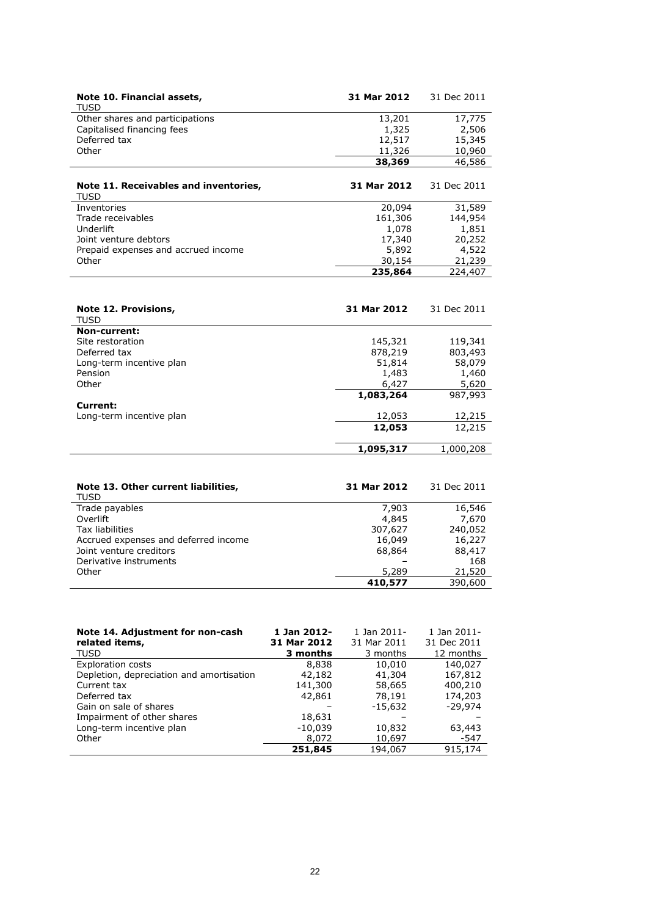| Note 10. Financial assets, TUSD | 31 Mar 2012 | 31 Dec 2011 |
|---|---|---|
| Other shares and participations | 13,201 | 17,775 |
| Capitalised financing fees | 1,325 | 2,506 |
| Deferred tax | 12,517 | 15,345 |
| Other | 11,326 | 10,960 |
| | **38,369** | 46,586 |

| Note 11. Receivables and inventories, TUSD | 31 Mar 2012 | 31 Dec 2011 |
|---|---|---|
| Inventories | 20,094 | 31,589 |
| Trade receivables | 161,306 | 144,954 |
| Underlift | 1,078 | 1,851 |
| Joint venture debtors | 17,340 | 20,252 |
| Prepaid expenses and accrued income | 5,892 | 4,522 |
| Other | 30,154 | 21,239 |
| | **235,864** | 224,407 |

| Note 12. Provisions, TUSD | 31 Mar 2012 | 31 Dec 2011 |
|---|---|---|
| **Non-current:** | | |
| Site restoration | 145,321 | 119,341 |
| Deferred tax | 878,219 | 803,493 |
| Long-term incentive plan | 51,814 | 58,079 |
| Pension | 1,483 | 1,460 |
| Other | 6,427 | 5,620 |
| | **1,083,264** | 987,993 |
| **Current:** | | |
| Long-term incentive plan | 12,053 | 12,215 |
| | **12,053** | 12,215 |
| | **1,095,317** | 1,000,208 |

| Note 13. Other current liabilities, TUSD | 31 Mar 2012 | 31 Dec 2011 |
|---|---|---|
| Trade payables | 7,903 | 16,546 |
| Overlift | 4,845 | 7,670 |
| Tax liabilities | 307,627 | 240,052 |
| Accrued expenses and deferred income | 16,049 | 16,227 |
| Joint venture creditors | 68,864 | 88,417 |
| Derivative instruments | – | 168 |
| Other | 5,289 | 21,520 |
| | **410,577** | 390,600 |

| Note 14. Adjustment for non-cash related items, TUSD | 1 Jan 2012-31 Mar 2012 3 months | 1 Jan 2011-31 Mar 2011 3 months | 1 Jan 2011-31 Dec 2011 12 months |
|---|---|---|---|
| Exploration costs | 8,838 | 10,010 | 140,027 |
| Depletion, depreciation and amortisation | 42,182 | 41,304 | 167,812 |
| Current tax | 141,300 | 58,665 | 400,210 |
| Deferred tax | 42,861 | 78,191 | 174,203 |
| Gain on sale of shares | – | -15,632 | -29,974 |
| Impairment of other shares | 18,631 | – | – |
| Long-term incentive plan | -10,039 | 10,832 | 63,443 |
| Other | 8,072 | 10,697 | -547 |
| | **251,845** | 194,067 | 915,174 |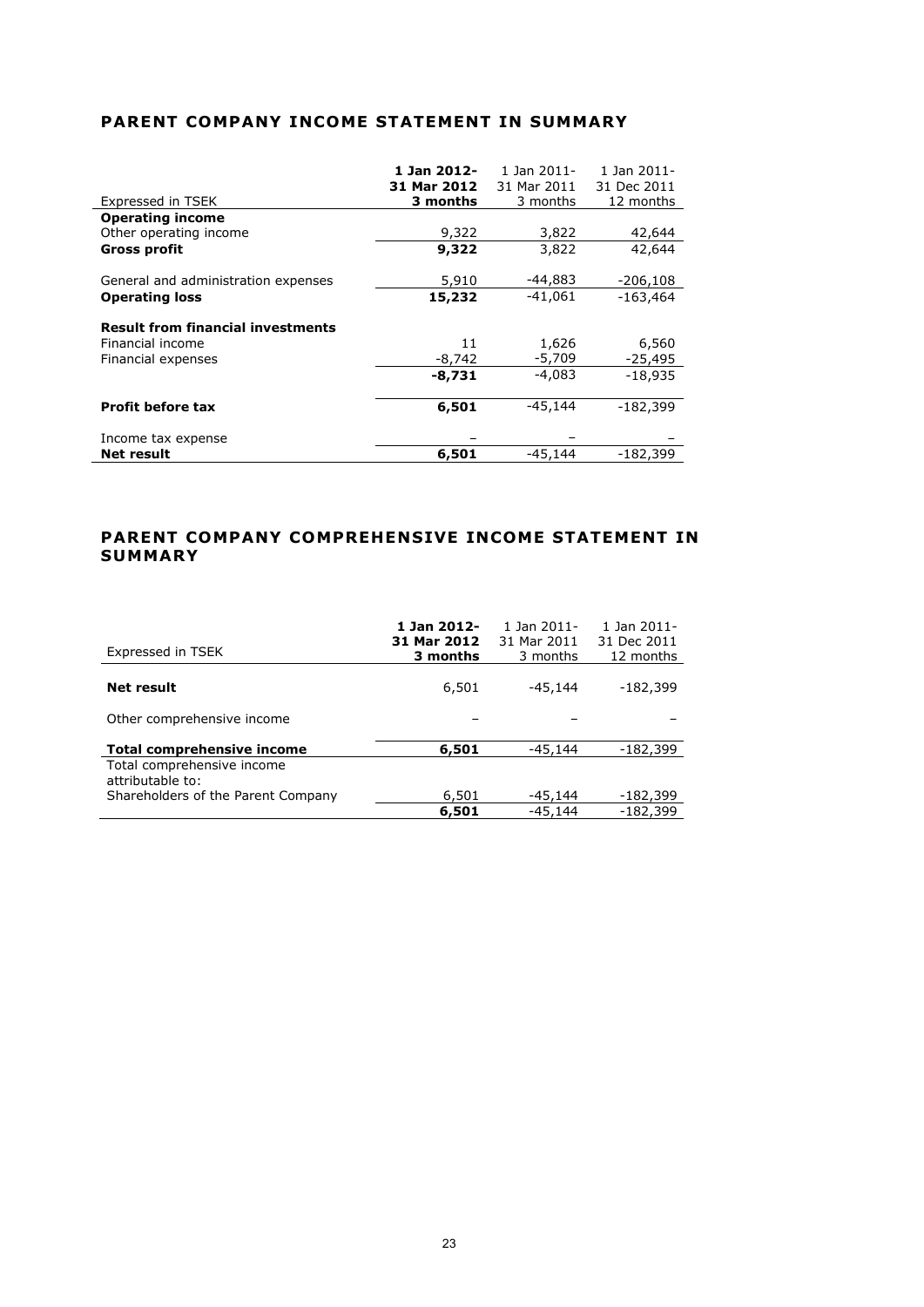## PARENT COMPANY INCOME STATEMENT IN SUMMARY

| Expressed in TSEK | **1 Jan 2012-31 Mar 2012 3 months** | 1 Jan 2011-31 Mar 2011 3 months | 1 Jan 2011-31 Dec 2011 12 months |
|---|---|---|---|
| **Operating income** | | | |
| Other operating income | 9,322 | 3,822 | 42,644 |
| **Gross profit** | **9,322** | 3,822 | 42,644 |
| | | | |
| General and administration expenses | 5,910 | -44,883 | -206,108 |
| **Operating loss** | **15,232** | -41,061 | -163,464 |
| | | | |
| **Result from financial investments** | | | |
| Financial income | 11 | 1,626 | 6,560 |
| Financial expenses | -8,742 | -5,709 | -25,495 |
| | **-8,731** | -4,083 | -18,935 |
| | | | |
| **Profit before tax** | **6,501** | -45,144 | -182,399 |
| | | | |
| Income tax expense | – | – | – |
| **Net result** | **6,501** | -45,144 | -182,399 |

## PARENT COMPANY COMPREHENSIVE INCOME STATEMENT IN SUMMARY

| Expressed in TSEK | **1 Jan 2012-31 Mar 2012 3 months** | 1 Jan 2011-31 Mar 2011 3 months | 1 Jan 2011-31 Dec 2011 12 months |
|---|---|---|---|
| **Net result** | 6,501 | -45,144 | -182,399 |
| | | | |
| Other comprehensive income | – | – | – |
| | | | |
| **Total comprehensive income** | **6,501** | -45,144 | -182,399 |
| Total comprehensive income attributable to: | | | |
| Shareholders of the Parent Company | 6,501 | -45,144 | -182,399 |
| | **6,501** | -45,144 | -182,399 |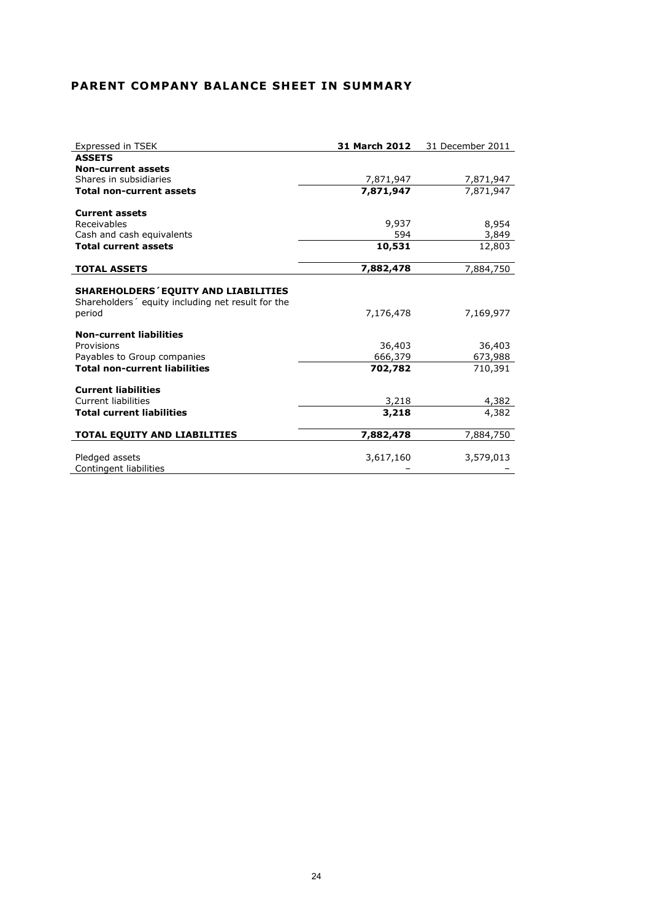## PARENT COMPANY BALANCE SHEET IN SUMMARY

| Expressed in TSEK | **31 March 2012** | 31 December 2011 |
|---|---|---|
| **ASSETS** | | |
| **Non-current assets** | | |
| Shares in subsidiaries | 7,871,947 | 7,871,947 |
| **Total non-current assets** | **7,871,947** | 7,871,947 |
| | | |
| **Current assets** | | |
| Receivables | 9,937 | 8,954 |
| Cash and cash equivalents | 594 | 3,849 |
| **Total current assets** | **10,531** | 12,803 |
| | | |
| **TOTAL ASSETS** | **7,882,478** | 7,884,750 |
| | | |
| **SHAREHOLDERS´ EQUITY AND LIABILITIES** | | |
| Shareholders´ equity including net result for the period | 7,176,478 | 7,169,977 |
| | | |
| **Non-current liabilities** | | |
| Provisions | 36,403 | 36,403 |
| Payables to Group companies | 666,379 | 673,988 |
| **Total non-current liabilities** | **702,782** | 710,391 |
| | | |
| **Current liabilities** | | |
| Current liabilities | 3,218 | 4,382 |
| **Total current liabilities** | **3,218** | 4,382 |
| | | |
| **TOTAL EQUITY AND LIABILITIES** | **7,882,478** | 7,884,750 |
| | | |
| Pledged assets | 3,617,160 | 3,579,013 |
| Contingent liabilities | – | – |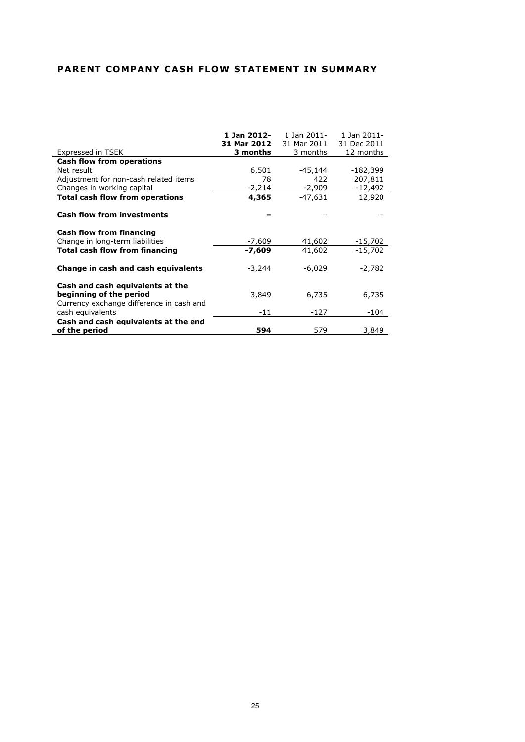## PARENT COMPANY CASH FLOW STATEMENT IN SUMMARY

| Expressed in TSEK | **1 Jan 2012-31 Mar 2012 3 months** | 1 Jan 2011-31 Mar 2011 3 months | 1 Jan 2011-31 Dec 2011 12 months |
|---|---|---|---|
| **Cash flow from operations** | | | |
| Net result | 6,501 | -45,144 | -182,399 |
| Adjustment for non-cash related items | 78 | 422 | 207,811 |
| Changes in working capital | -2,214 | -2,909 | -12,492 |
| **Total cash flow from operations** | **4,365** | -47,631 | 12,920 |
| | | | |
| **Cash flow from investments** | **–** | – | – |
| | | | |
| **Cash flow from financing** | | | |
| Change in long-term liabilities | -7,609 | 41,602 | -15,702 |
| **Total cash flow from financing** | **-7,609** | 41,602 | -15,702 |
| | | | |
| **Change in cash and cash equivalents** | -3,244 | -6,029 | -2,782 |
| | | | |
| **Cash and cash equivalents at the beginning of the period** | 3,849 | 6,735 | 6,735 |
| Currency exchange difference in cash and cash equivalents | -11 | -127 | -104 |
| **Cash and cash equivalents at the end of the period** | **594** | 579 | 3,849 |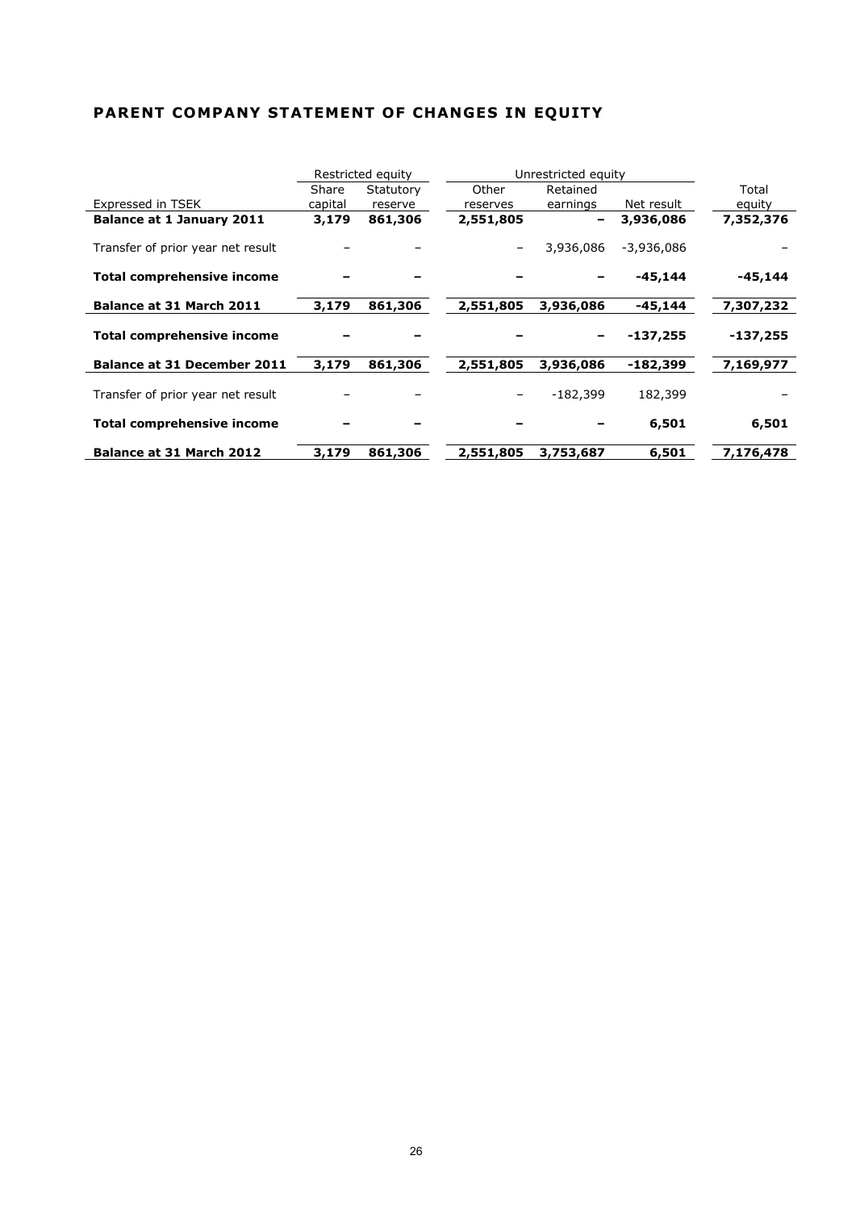## PARENT COMPANY STATEMENT OF CHANGES IN EQUITY

| | Restricted equity | | Unrestricted equity | | | |
|---|---|---|---|---|---|---|
| Expressed in TSEK | Share capital | Statutory reserve | Other reserves | Retained earnings | Net result | Total equity |
| **Balance at 1 January 2011** | **3,179** | **861,306** | **2,551,805** | **–** | **3,936,086** | **7,352,376** |
| Transfer of prior year net result | – | – | – | 3,936,086 | -3,936,086 | – |
| **Total comprehensive income** | **–** | **–** | **–** | **–** | **-45,144** | **-45,144** |
| **Balance at 31 March 2011** | **3,179** | **861,306** | **2,551,805** | **3,936,086** | **-45,144** | **7,307,232** |
| **Total comprehensive income** | **–** | **–** | **–** | **–** | **-137,255** | **-137,255** |
| **Balance at 31 December 2011** | **3,179** | **861,306** | **2,551,805** | **3,936,086** | **-182,399** | **7,169,977** |
| Transfer of prior year net result | – | – | – | -182,399 | 182,399 | – |
| **Total comprehensive income** | **–** | **–** | **–** | **–** | **6,501** | **6,501** |
| **Balance at 31 March 2012** | **3,179** | **861,306** | **2,551,805** | **3,753,687** | **6,501** | **7,176,478** |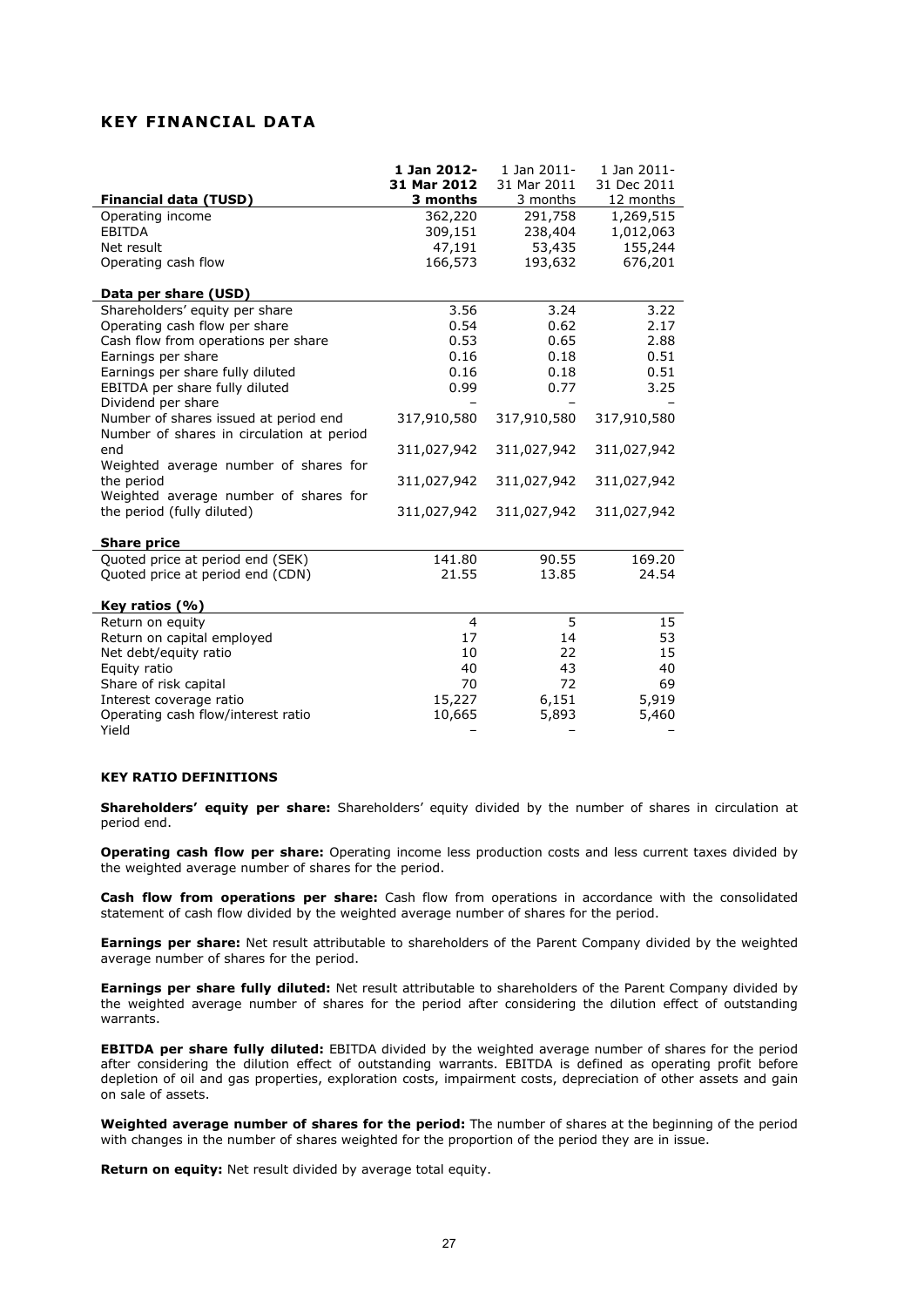## KEY FINANCIAL DATA

| Financial data (TUSD) | 1 Jan 2012- 31 Mar 2012 3 months | 1 Jan 2011- 31 Mar 2011 3 months | 1 Jan 2011- 31 Dec 2011 12 months |
|---|---|---|---|
| Operating income | 362,220 | 291,758 | 1,269,515 |
| EBITDA | 309,151 | 238,404 | 1,012,063 |
| Net result | 47,191 | 53,435 | 155,244 |
| Operating cash flow | 166,573 | 193,632 | 676,201 |
| **Data per share (USD)** | | | |
| Shareholders' equity per share | 3.56 | 3.24 | 3.22 |
| Operating cash flow per share | 0.54 | 0.62 | 2.17 |
| Cash flow from operations per share | 0.53 | 0.65 | 2.88 |
| Earnings per share | 0.16 | 0.18 | 0.51 |
| Earnings per share fully diluted | 0.16 | 0.18 | 0.51 |
| EBITDA per share fully diluted | 0.99 | 0.77 | 3.25 |
| Dividend per share | – | – | – |
| Number of shares issued at period end | 317,910,580 | 317,910,580 | 317,910,580 |
| Number of shares in circulation at period end | 311,027,942 | 311,027,942 | 311,027,942 |
| Weighted average number of shares for the period | 311,027,942 | 311,027,942 | 311,027,942 |
| Weighted average number of shares for the period (fully diluted) | 311,027,942 | 311,027,942 | 311,027,942 |
| **Share price** | | | |
| Quoted price at period end (SEK) | 141.80 | 90.55 | 169.20 |
| Quoted price at period end (CDN) | 21.55 | 13.85 | 24.54 |
| **Key ratios (%)** | | | |
| Return on equity | 4 | 5 | 15 |
| Return on capital employed | 17 | 14 | 53 |
| Net debt/equity ratio | 10 | 22 | 15 |
| Equity ratio | 40 | 43 | 40 |
| Share of risk capital | 70 | 72 | 69 |
| Interest coverage ratio | 15,227 | 6,151 | 5,919 |
| Operating cash flow/interest ratio | 10,665 | 5,893 | 5,460 |
| Yield | – | – | – |

### KEY RATIO DEFINITIONS

**Shareholders' equity per share:** Shareholders' equity divided by the number of shares in circulation at period end.

**Operating cash flow per share:** Operating income less production costs and less current taxes divided by the weighted average number of shares for the period.

**Cash flow from operations per share:** Cash flow from operations in accordance with the consolidated statement of cash flow divided by the weighted average number of shares for the period.

**Earnings per share:** Net result attributable to shareholders of the Parent Company divided by the weighted average number of shares for the period.

**Earnings per share fully diluted:** Net result attributable to shareholders of the Parent Company divided by the weighted average number of shares for the period after considering the dilution effect of outstanding warrants.

**EBITDA per share fully diluted:** EBITDA divided by the weighted average number of shares for the period after considering the dilution effect of outstanding warrants. EBITDA is defined as operating profit before depletion of oil and gas properties, exploration costs, impairment costs, depreciation of other assets and gain on sale of assets.

**Weighted average number of shares for the period:** The number of shares at the beginning of the period with changes in the number of shares weighted for the proportion of the period they are in issue.

**Return on equity:** Net result divided by average total equity.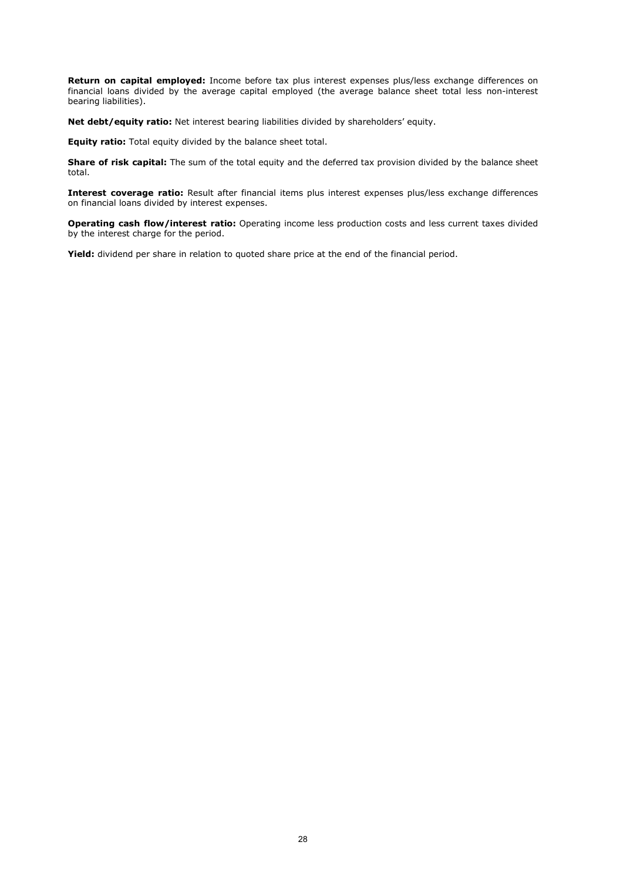**Return on capital employed:** Income before tax plus interest expenses plus/less exchange differences on financial loans divided by the average capital employed (the average balance sheet total less non-interest bearing liabilities).

**Net debt/equity ratio:** Net interest bearing liabilities divided by shareholders' equity.

**Equity ratio:** Total equity divided by the balance sheet total.

**Share of risk capital:** The sum of the total equity and the deferred tax provision divided by the balance sheet total.

**Interest coverage ratio:** Result after financial items plus interest expenses plus/less exchange differences on financial loans divided by interest expenses.

**Operating cash flow/interest ratio:** Operating income less production costs and less current taxes divided by the interest charge for the period.

**Yield:** dividend per share in relation to quoted share price at the end of the financial period.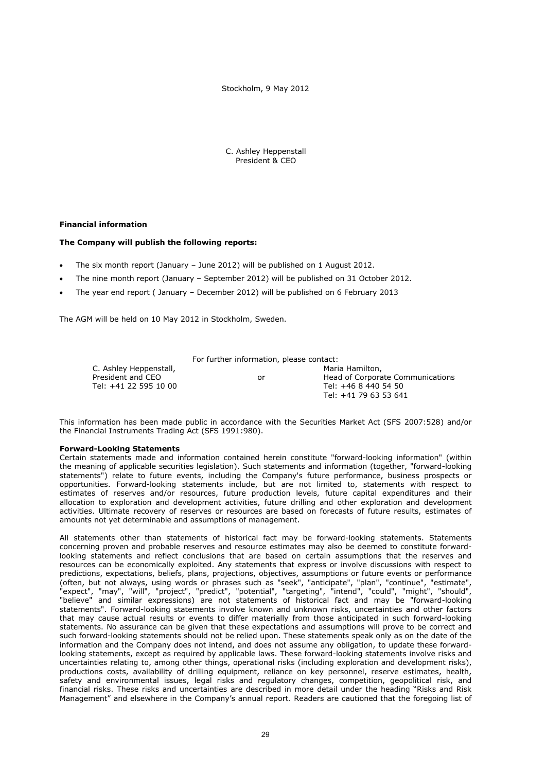Stockholm, 9 May 2012

C. Ashley Heppenstall
President & CEO

**Financial information**

**The Company will publish the following reports:**

- The six month report (January – June 2012) will be published on 1 August 2012.
- The nine month report (January – September 2012) will be published on 31 October 2012.
- The year end report ( January – December 2012) will be published on 6 February 2013

The AGM will be held on 10 May 2012 in Stockholm, Sweden.

For further information, please contact:

| | | |
|---|---|---|
| C. Ashley Heppenstall,<br>President and CEO<br>Tel: +41 22 595 10 00 | or | Maria Hamilton,<br>Head of Corporate Communications<br>Tel: +46 8 440 54 50<br>Tel: +41 79 63 53 641 |

This information has been made public in accordance with the Securities Market Act (SFS 2007:528) and/or the Financial Instruments Trading Act (SFS 1991:980).

**Forward-Looking Statements**

Certain statements made and information contained herein constitute "forward-looking information" (within the meaning of applicable securities legislation). Such statements and information (together, "forward-looking statements") relate to future events, including the Company's future performance, business prospects or opportunities. Forward-looking statements include, but are not limited to, statements with respect to estimates of reserves and/or resources, future production levels, future capital expenditures and their allocation to exploration and development activities, future drilling and other exploration and development activities. Ultimate recovery of reserves or resources are based on forecasts of future results, estimates of amounts not yet determinable and assumptions of management.

All statements other than statements of historical fact may be forward-looking statements. Statements concerning proven and probable reserves and resource estimates may also be deemed to constitute forward-looking statements and reflect conclusions that are based on certain assumptions that the reserves and resources can be economically exploited. Any statements that express or involve discussions with respect to predictions, expectations, beliefs, plans, projections, objectives, assumptions or future events or performance (often, but not always, using words or phrases such as "seek", "anticipate", "plan", "continue", "estimate", "expect", "may", "will", "project", "predict", "potential", "targeting", "intend", "could", "might", "should", "believe" and similar expressions) are not statements of historical fact and may be "forward-looking statements". Forward-looking statements involve known and unknown risks, uncertainties and other factors that may cause actual results or events to differ materially from those anticipated in such forward-looking statements. No assurance can be given that these expectations and assumptions will prove to be correct and such forward-looking statements should not be relied upon. These statements speak only as on the date of the information and the Company does not intend, and does not assume any obligation, to update these forward-looking statements, except as required by applicable laws. These forward-looking statements involve risks and uncertainties relating to, among other things, operational risks (including exploration and development risks), productions costs, availability of drilling equipment, reliance on key personnel, reserve estimates, health, safety and environmental issues, legal risks and regulatory changes, competition, geopolitical risk, and financial risks. These risks and uncertainties are described in more detail under the heading "Risks and Risk Management" and elsewhere in the Company's annual report. Readers are cautioned that the foregoing list of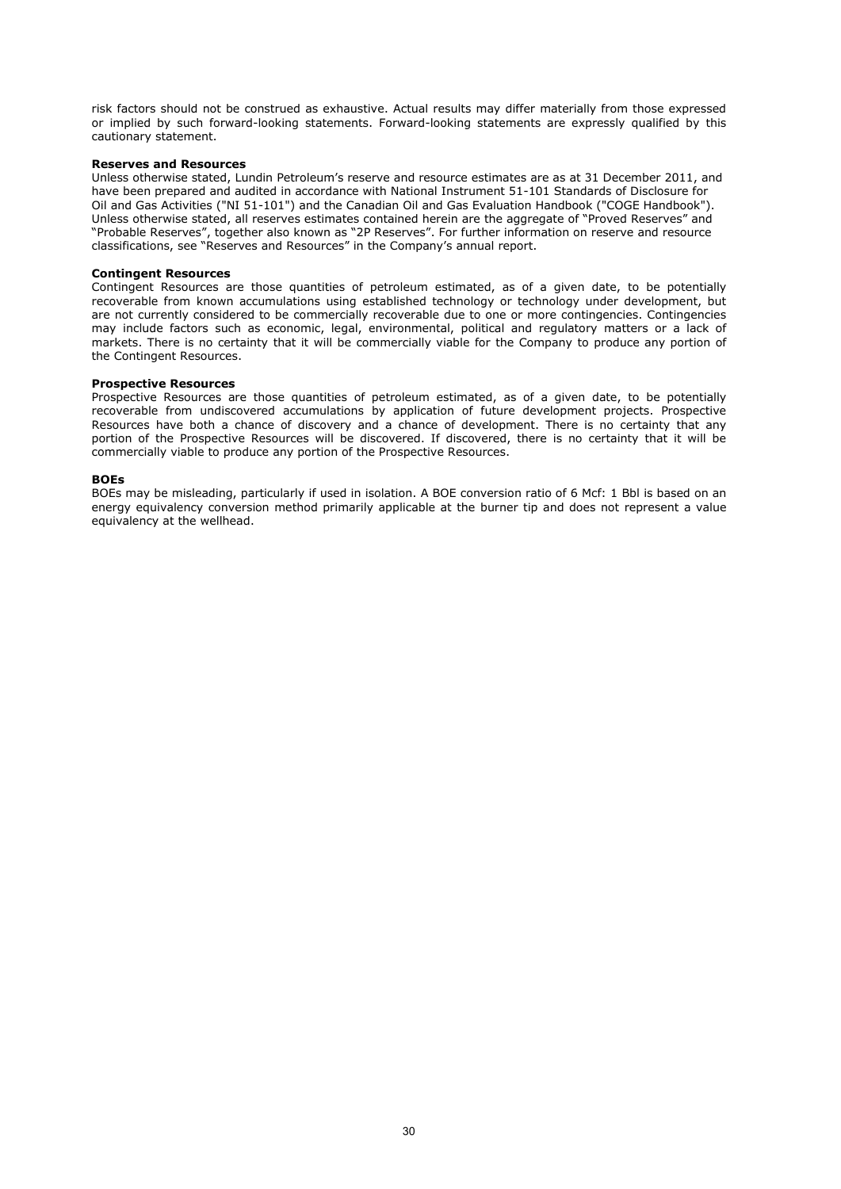risk factors should not be construed as exhaustive. Actual results may differ materially from those expressed or implied by such forward-looking statements. Forward-looking statements are expressly qualified by this cautionary statement.

**Reserves and Resources**

Unless otherwise stated, Lundin Petroleum's reserve and resource estimates are as at 31 December 2011, and have been prepared and audited in accordance with National Instrument 51-101 Standards of Disclosure for Oil and Gas Activities ("NI 51-101") and the Canadian Oil and Gas Evaluation Handbook ("COGE Handbook"). Unless otherwise stated, all reserves estimates contained herein are the aggregate of "Proved Reserves" and "Probable Reserves", together also known as "2P Reserves". For further information on reserve and resource classifications, see "Reserves and Resources" in the Company's annual report.

**Contingent Resources**

Contingent Resources are those quantities of petroleum estimated, as of a given date, to be potentially recoverable from known accumulations using established technology or technology under development, but are not currently considered to be commercially recoverable due to one or more contingencies. Contingencies may include factors such as economic, legal, environmental, political and regulatory matters or a lack of markets. There is no certainty that it will be commercially viable for the Company to produce any portion of the Contingent Resources.

**Prospective Resources**

Prospective Resources are those quantities of petroleum estimated, as of a given date, to be potentially recoverable from undiscovered accumulations by application of future development projects. Prospective Resources have both a chance of discovery and a chance of development. There is no certainty that any portion of the Prospective Resources will be discovered. If discovered, there is no certainty that it will be commercially viable to produce any portion of the Prospective Resources.

**BOEs**

BOEs may be misleading, particularly if used in isolation. A BOE conversion ratio of 6 Mcf: 1 Bbl is based on an energy equivalency conversion method primarily applicable at the burner tip and does not represent a value equivalency at the wellhead.